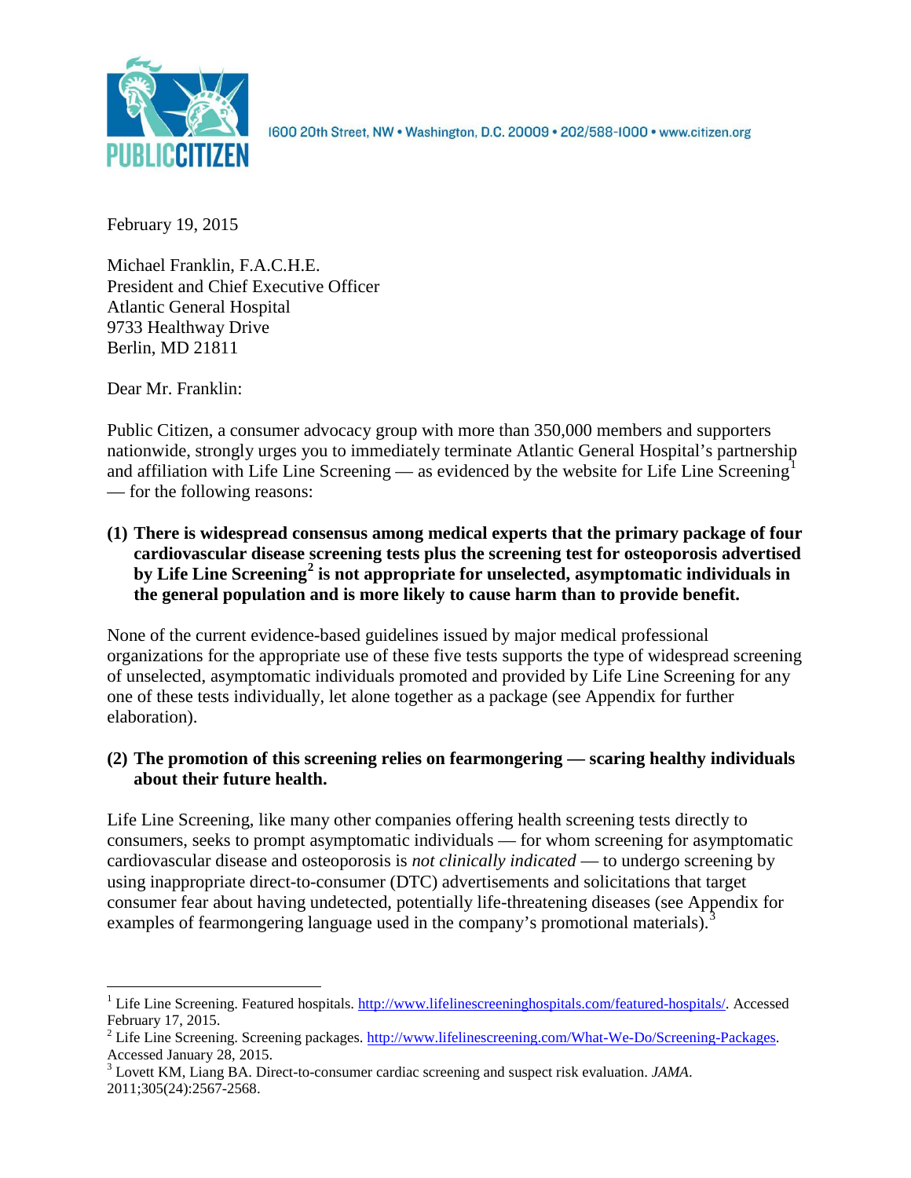PUBLIC CITIZEN

1600 20th Street, NW • Washington, D.C. 20009 • 202/588-1000 • www.citizen.org

February 19, 2015

Michael Franklin, F.A.C.H.E.
President and Chief Executive Officer
Atlantic General Hospital
9733 Healthway Drive
Berlin, MD 21811

Dear Mr. Franklin:

Public Citizen, a consumer advocacy group with more than 350,000 members and supporters nationwide, strongly urges you to immediately terminate Atlantic General Hospital's partnership and affiliation with Life Line Screening — as evidenced by the website for Life Line Screening[1] — for the following reasons:

**(1) There is widespread consensus among medical experts that the primary package of four cardiovascular disease screening tests plus the screening test for osteoporosis advertised by Life Line Screening[2] is not appropriate for unselected, asymptomatic individuals in the general population and is more likely to cause harm than to provide benefit.**

None of the current evidence-based guidelines issued by major medical professional organizations for the appropriate use of these five tests supports the type of widespread screening of unselected, asymptomatic individuals promoted and provided by Life Line Screening for any one of these tests individually, let alone together as a package (see Appendix for further elaboration).

**(2) The promotion of this screening relies on fearmongering — scaring healthy individuals about their future health.**

Life Line Screening, like many other companies offering health screening tests directly to consumers, seeks to prompt asymptomatic individuals — for whom screening for asymptomatic cardiovascular disease and osteoporosis is *not clinically indicated* — to undergo screening by using inappropriate direct-to-consumer (DTC) advertisements and solicitations that target consumer fear about having undetected, potentially life-threatening diseases (see Appendix for examples of fearmongering language used in the company's promotional materials).[3]

---

[1] Life Line Screening. Featured hospitals. http://www.lifelinescreeninghospitals.com/featured-hospitals/. Accessed February 17, 2015.

[2] Life Line Screening. Screening packages. http://www.lifelinescreening.com/What-We-Do/Screening-Packages. Accessed January 28, 2015.

[3] Lovett KM, Liang BA. Direct-to-consumer cardiac screening and suspect risk evaluation. *JAMA*. 2011;305(24):2567-2568.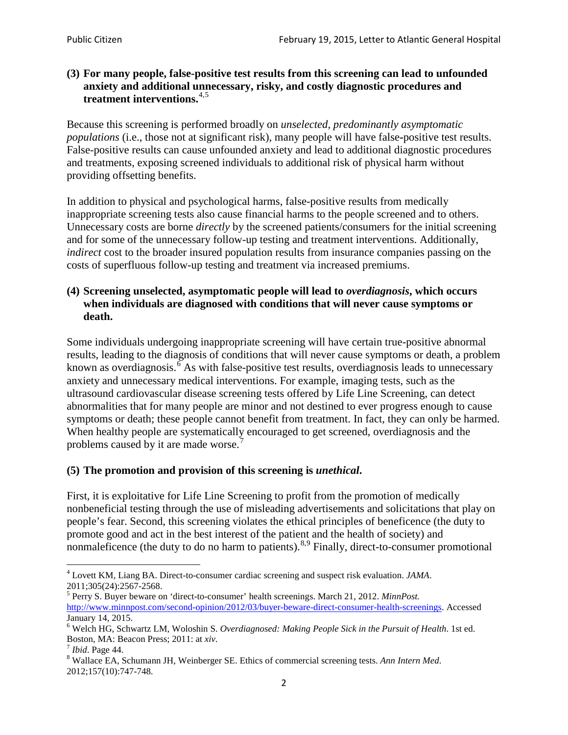**(3) For many people, false-positive test results from this screening can lead to unfounded anxiety and additional unnecessary, risky, and costly diagnostic procedures and treatment interventions.**[4,5]

Because this screening is performed broadly on *unselected, predominantly asymptomatic populations* (i.e., those not at significant risk), many people will have false-positive test results. False-positive results can cause unfounded anxiety and lead to additional diagnostic procedures and treatments, exposing screened individuals to additional risk of physical harm without providing offsetting benefits.

In addition to physical and psychological harms, false-positive results from medically inappropriate screening tests also cause financial harms to the people screened and to others. Unnecessary costs are borne *directly* by the screened patients/consumers for the initial screening and for some of the unnecessary follow-up testing and treatment interventions. Additionally, *indirect* cost to the broader insured population results from insurance companies passing on the costs of superfluous follow-up testing and treatment via increased premiums.

**(4) Screening unselected, asymptomatic people will lead to *overdiagnosis*, which occurs when individuals are diagnosed with conditions that will never cause symptoms or death.**

Some individuals undergoing inappropriate screening will have certain true-positive abnormal results, leading to the diagnosis of conditions that will never cause symptoms or death, a problem known as overdiagnosis.[6] As with false-positive test results, overdiagnosis leads to unnecessary anxiety and unnecessary medical interventions. For example, imaging tests, such as the ultrasound cardiovascular disease screening tests offered by Life Line Screening, can detect abnormalities that for many people are minor and not destined to ever progress enough to cause symptoms or death; these people cannot benefit from treatment. In fact, they can only be harmed. When healthy people are systematically encouraged to get screened, overdiagnosis and the problems caused by it are made worse.[7]

**(5) The promotion and provision of this screening is *unethical*.**

First, it is exploitative for Life Line Screening to profit from the promotion of medically nonbeneficial testing through the use of misleading advertisements and solicitations that play on people's fear. Second, this screening violates the ethical principles of beneficence (the duty to promote good and act in the best interest of the patient and the health of society) and nonmaleficence (the duty to do no harm to patients).[8,9] Finally, direct-to-consumer promotional

---

[4] Lovett KM, Liang BA. Direct-to-consumer cardiac screening and suspect risk evaluation. *JAMA*. 2011;305(24):2567-2568.

[5] Perry S. Buyer beware on 'direct-to-consumer' health screenings. March 21, 2012. *MinnPost.* http://www.minnpost.com/second-opinion/2012/03/buyer-beware-direct-consumer-health-screenings. Accessed January 14, 2015.

[6] Welch HG, Schwartz LM, Woloshin S. *Overdiagnosed: Making People Sick in the Pursuit of Health*. 1st ed. Boston, MA: Beacon Press; 2011: at *xiv*.

[7] *Ibid*. Page 44.

[8] Wallace EA, Schumann JH, Weinberger SE. Ethics of commercial screening tests. *Ann Intern Med*. 2012;157(10):747-748.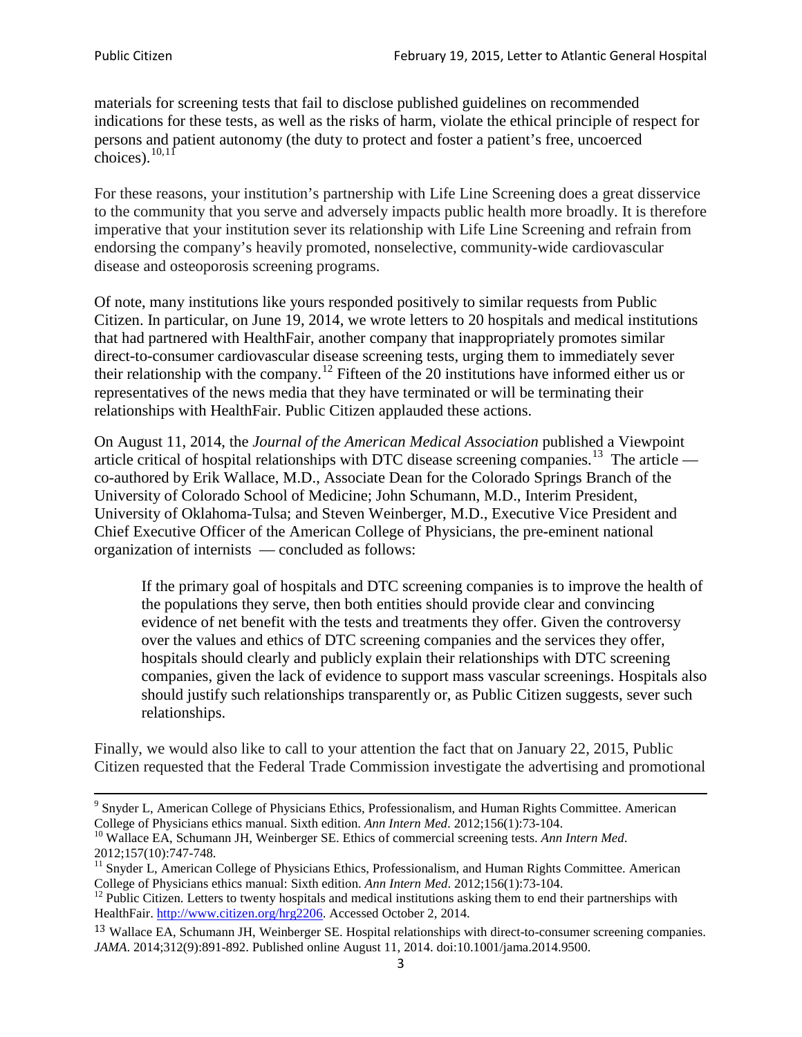materials for screening tests that fail to disclose published guidelines on recommended indications for these tests, as well as the risks of harm, violate the ethical principle of respect for persons and patient autonomy (the duty to protect and foster a patient's free, uncoerced choices).[10,11]

For these reasons, your institution's partnership with Life Line Screening does a great disservice to the community that you serve and adversely impacts public health more broadly. It is therefore imperative that your institution sever its relationship with Life Line Screening and refrain from endorsing the company's heavily promoted, nonselective, community-wide cardiovascular disease and osteoporosis screening programs.

Of note, many institutions like yours responded positively to similar requests from Public Citizen. In particular, on June 19, 2014, we wrote letters to 20 hospitals and medical institutions that had partnered with HealthFair, another company that inappropriately promotes similar direct-to-consumer cardiovascular disease screening tests, urging them to immediately sever their relationship with the company.[12] Fifteen of the 20 institutions have informed either us or representatives of the news media that they have terminated or will be terminating their relationships with HealthFair. Public Citizen applauded these actions.

On August 11, 2014, the *Journal of the American Medical Association* published a Viewpoint article critical of hospital relationships with DTC disease screening companies.[13] The article — co-authored by Erik Wallace, M.D., Associate Dean for the Colorado Springs Branch of the University of Colorado School of Medicine; John Schumann, M.D., Interim President, University of Oklahoma-Tulsa; and Steven Weinberger, M.D., Executive Vice President and Chief Executive Officer of the American College of Physicians, the pre-eminent national organization of internists — concluded as follows:

> If the primary goal of hospitals and DTC screening companies is to improve the health of the populations they serve, then both entities should provide clear and convincing evidence of net benefit with the tests and treatments they offer. Given the controversy over the values and ethics of DTC screening companies and the services they offer, hospitals should clearly and publicly explain their relationships with DTC screening companies, given the lack of evidence to support mass vascular screenings. Hospitals also should justify such relationships transparently or, as Public Citizen suggests, sever such relationships.

Finally, we would also like to call to your attention the fact that on January 22, 2015, Public Citizen requested that the Federal Trade Commission investigate the advertising and promotional

---

[9] Snyder L, American College of Physicians Ethics, Professionalism, and Human Rights Committee. American College of Physicians ethics manual. Sixth edition. *Ann Intern Med*. 2012;156(1):73-104.

[10] Wallace EA, Schumann JH, Weinberger SE. Ethics of commercial screening tests. *Ann Intern Med*. 2012;157(10):747-748.

[11] Snyder L, American College of Physicians Ethics, Professionalism, and Human Rights Committee. American College of Physicians ethics manual: Sixth edition. *Ann Intern Med*. 2012;156(1):73-104.

[12] Public Citizen. Letters to twenty hospitals and medical institutions asking them to end their partnerships with HealthFair. http://www.citizen.org/hrg2206. Accessed October 2, 2014.

[13] Wallace EA, Schumann JH, Weinberger SE. Hospital relationships with direct-to-consumer screening companies. *JAMA*. 2014;312(9):891-892. Published online August 11, 2014. doi:10.1001/jama.2014.9500.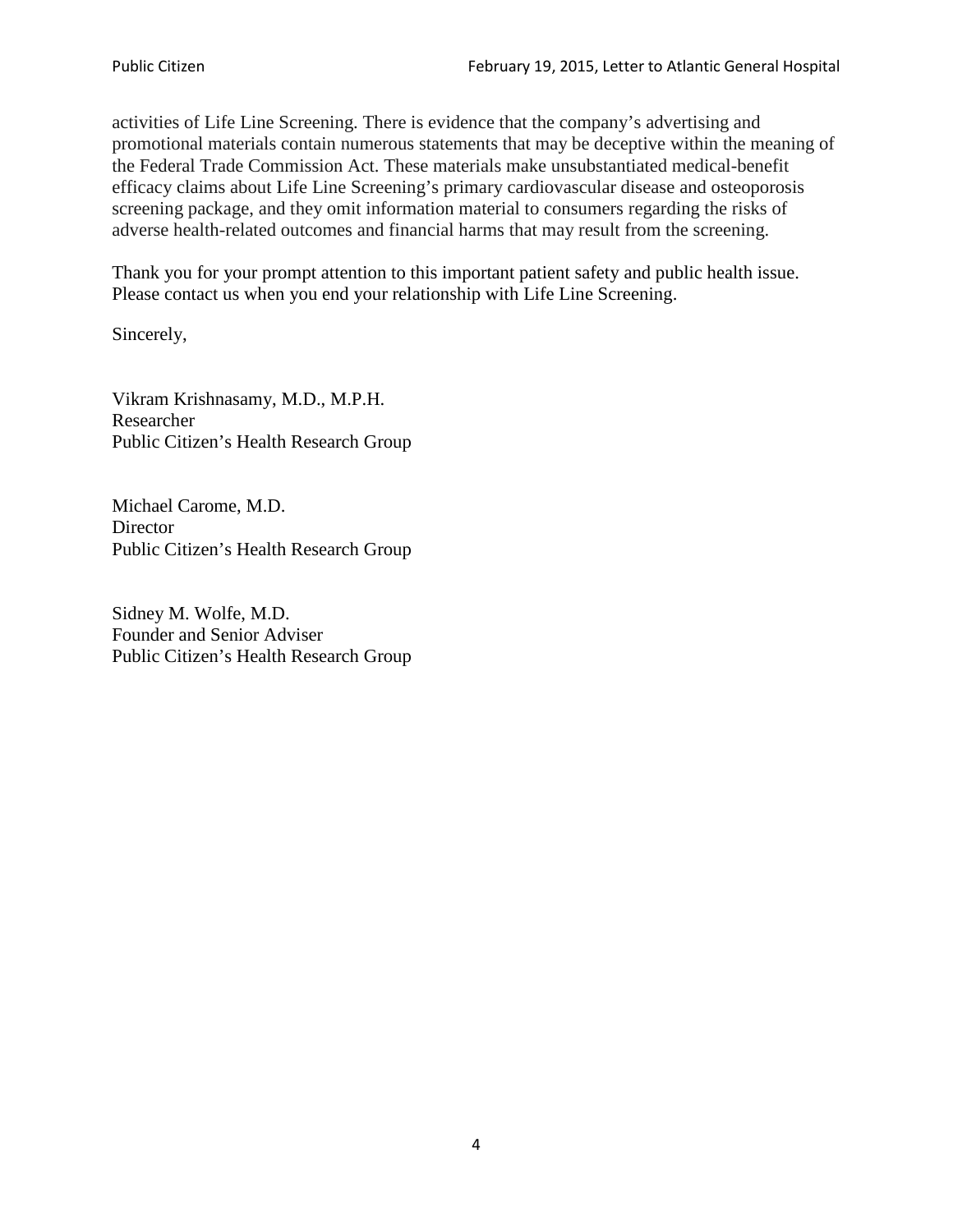activities of Life Line Screening. There is evidence that the company's advertising and promotional materials contain numerous statements that may be deceptive within the meaning of the Federal Trade Commission Act. These materials make unsubstantiated medical-benefit efficacy claims about Life Line Screening's primary cardiovascular disease and osteoporosis screening package, and they omit information material to consumers regarding the risks of adverse health-related outcomes and financial harms that may result from the screening.

Thank you for your prompt attention to this important patient safety and public health issue. Please contact us when you end your relationship with Life Line Screening.

Sincerely,

Vikram Krishnasamy, M.D., M.P.H.
Researcher
Public Citizen's Health Research Group

Michael Carome, M.D.
Director
Public Citizen's Health Research Group

Sidney M. Wolfe, M.D.
Founder and Senior Adviser
Public Citizen's Health Research Group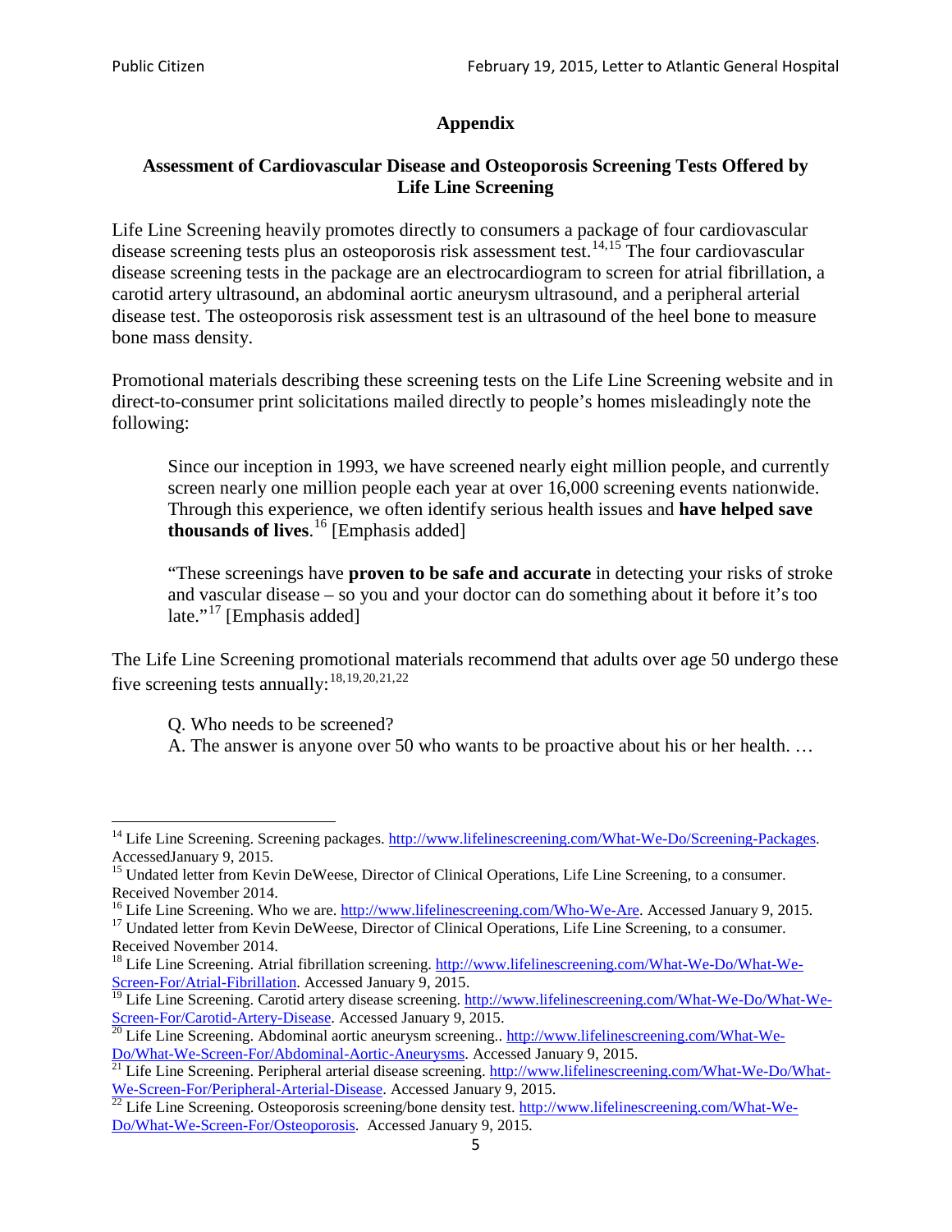## Appendix

### Assessment of Cardiovascular Disease and Osteoporosis Screening Tests Offered by Life Line Screening

Life Line Screening heavily promotes directly to consumers a package of four cardiovascular disease screening tests plus an osteoporosis risk assessment test.[14,15] The four cardiovascular disease screening tests in the package are an electrocardiogram to screen for atrial fibrillation, a carotid artery ultrasound, an abdominal aortic aneurysm ultrasound, and a peripheral arterial disease test. The osteoporosis risk assessment test is an ultrasound of the heel bone to measure bone mass density.

Promotional materials describing these screening tests on the Life Line Screening website and in direct-to-consumer print solicitations mailed directly to people's homes misleadingly note the following:

> Since our inception in 1993, we have screened nearly eight million people, and currently screen nearly one million people each year at over 16,000 screening events nationwide. Through this experience, we often identify serious health issues and **have helped save thousands of lives**.[16] [Emphasis added]
>
> "These screenings have **proven to be safe and accurate** in detecting your risks of stroke and vascular disease – so you and your doctor can do something about it before it's too late."[17] [Emphasis added]

The Life Line Screening promotional materials recommend that adults over age 50 undergo these five screening tests annually:[18,19,20,21,22]

> Q. Who needs to be screened?
> A. The answer is anyone over 50 who wants to be proactive about his or her health. …

---

[14] Life Line Screening. Screening packages. http://www.lifelinescreening.com/What-We-Do/Screening-Packages. AccessedJanuary 9, 2015.

[15] Undated letter from Kevin DeWeese, Director of Clinical Operations, Life Line Screening, to a consumer. Received November 2014.

[16] Life Line Screening. Who we are. http://www.lifelinescreening.com/Who-We-Are. Accessed January 9, 2015.

[17] Undated letter from Kevin DeWeese, Director of Clinical Operations, Life Line Screening, to a consumer. Received November 2014.

[18] Life Line Screening. Atrial fibrillation screening. http://www.lifelinescreening.com/What-We-Do/What-We-Screen-For/Atrial-Fibrillation. Accessed January 9, 2015.

[19] Life Line Screening. Carotid artery disease screening. http://www.lifelinescreening.com/What-We-Do/What-We-Screen-For/Carotid-Artery-Disease. Accessed January 9, 2015.

[20] Life Line Screening. Abdominal aortic aneurysm screening.. http://www.lifelinescreening.com/What-We-Do/What-We-Screen-For/Abdominal-Aortic-Aneurysms. Accessed January 9, 2015.

[21] Life Line Screening. Peripheral arterial disease screening. http://www.lifelinescreening.com/What-We-Do/What-We-Screen-For/Peripheral-Arterial-Disease. Accessed January 9, 2015.

[22] Life Line Screening. Osteoporosis screening/bone density test. http://www.lifelinescreening.com/What-We-Do/What-We-Screen-For/Osteoporosis. Accessed January 9, 2015.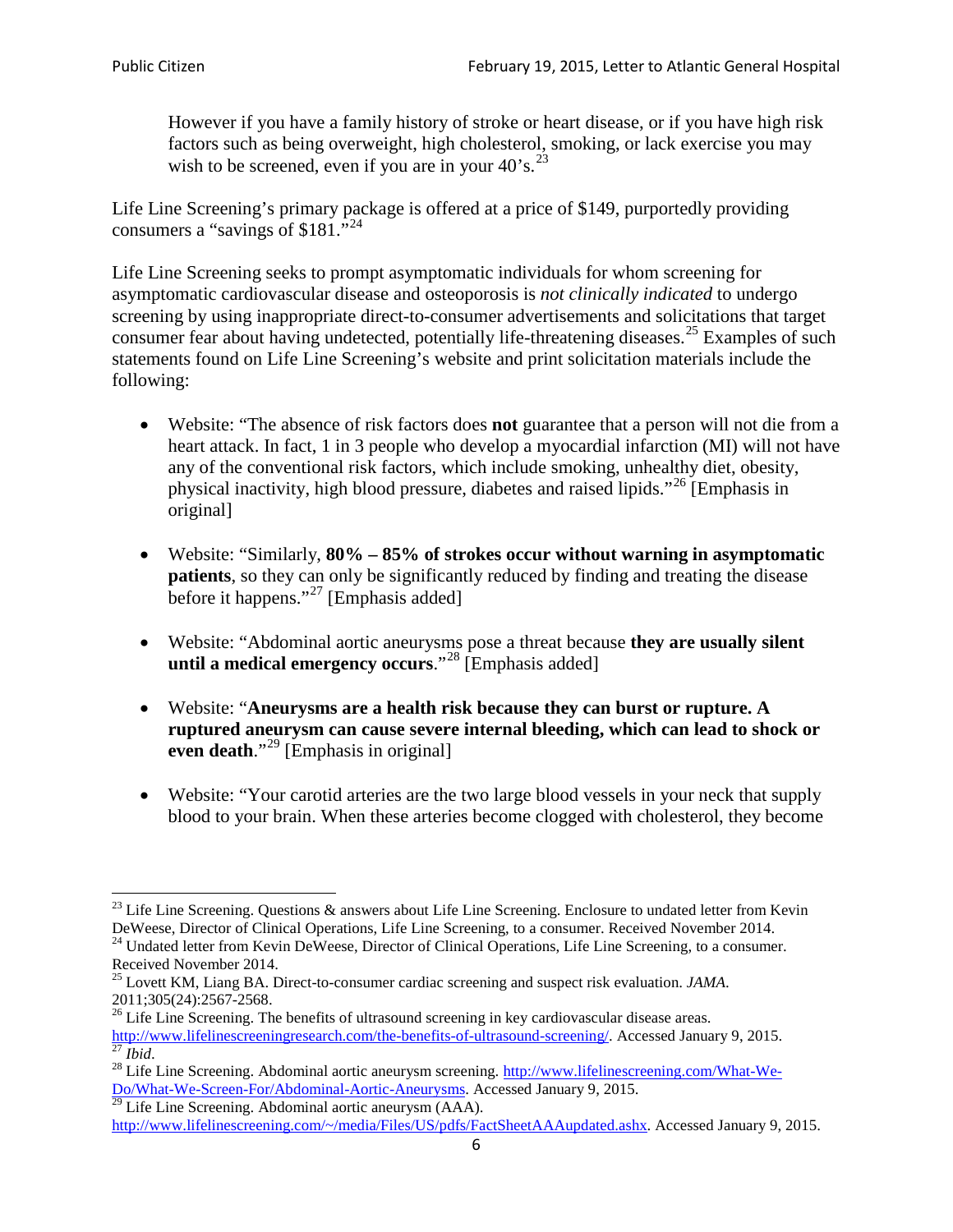> However if you have a family history of stroke or heart disease, or if you have high risk factors such as being overweight, high cholesterol, smoking, or lack exercise you may wish to be screened, even if you are in your 40's.[23]

Life Line Screening's primary package is offered at a price of $149, purportedly providing consumers a "savings of $181."[24]

Life Line Screening seeks to prompt asymptomatic individuals for whom screening for asymptomatic cardiovascular disease and osteoporosis is *not clinically indicated* to undergo screening by using inappropriate direct-to-consumer advertisements and solicitations that target consumer fear about having undetected, potentially life-threatening diseases.[25] Examples of such statements found on Life Line Screening's website and print solicitation materials include the following:

- Website: "The absence of risk factors does **not** guarantee that a person will not die from a heart attack. In fact, 1 in 3 people who develop a myocardial infarction (MI) will not have any of the conventional risk factors, which include smoking, unhealthy diet, obesity, physical inactivity, high blood pressure, diabetes and raised lipids."[26] [Emphasis in original]

- Website: "Similarly, **80% – 85% of strokes occur without warning in asymptomatic patients**, so they can only be significantly reduced by finding and treating the disease before it happens."[27] [Emphasis added]

- Website: "Abdominal aortic aneurysms pose a threat because **they are usually silent until a medical emergency occurs**."[28] [Emphasis added]

- Website: "**Aneurysms are a health risk because they can burst or rupture. A ruptured aneurysm can cause severe internal bleeding, which can lead to shock or even death**."[29] [Emphasis in original]

- Website: "Your carotid arteries are the two large blood vessels in your neck that supply blood to your brain. When these arteries become clogged with cholesterol, they become

---

[23] Life Line Screening. Questions & answers about Life Line Screening. Enclosure to undated letter from Kevin DeWeese, Director of Clinical Operations, Life Line Screening, to a consumer. Received November 2014.

[24] Undated letter from Kevin DeWeese, Director of Clinical Operations, Life Line Screening, to a consumer. Received November 2014.

[25] Lovett KM, Liang BA. Direct-to-consumer cardiac screening and suspect risk evaluation. *JAMA*. 2011;305(24):2567-2568.

[26] Life Line Screening. The benefits of ultrasound screening in key cardiovascular disease areas. http://www.lifelinescreeningresearch.com/the-benefits-of-ultrasound-screening/. Accessed January 9, 2015.

[27] *Ibid*.

[28] Life Line Screening. Abdominal aortic aneurysm screening. http://www.lifelinescreening.com/What-We-Do/What-We-Screen-For/Abdominal-Aortic-Aneurysms. Accessed January 9, 2015.

[29] Life Line Screening. Abdominal aortic aneurysm (AAA). http://www.lifelinescreening.com/~/media/Files/US/pdfs/FactSheetAAAupdated.ashx. Accessed January 9, 2015.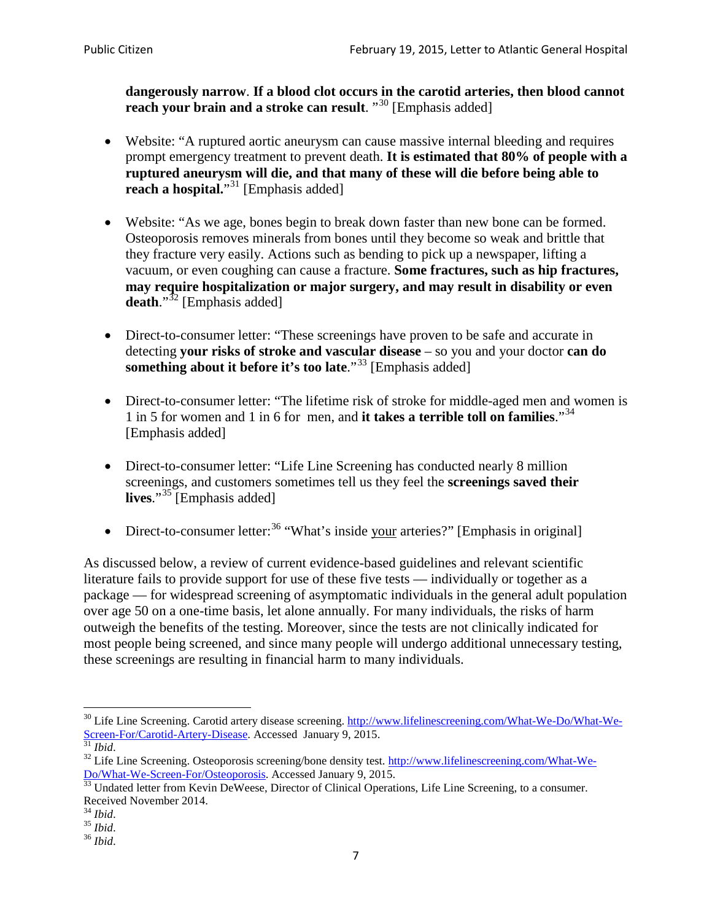**dangerously narrow**. **If a blood clot occurs in the carotid arteries, then blood cannot reach your brain and a stroke can result**. "[30] [Emphasis added]

- Website: "A ruptured aortic aneurysm can cause massive internal bleeding and requires prompt emergency treatment to prevent death. **It is estimated that 80% of people with a ruptured aneurysm will die, and that many of these will die before being able to reach a hospital.**"[31] [Emphasis added]

- Website: "As we age, bones begin to break down faster than new bone can be formed. Osteoporosis removes minerals from bones until they become so weak and brittle that they fracture very easily. Actions such as bending to pick up a newspaper, lifting a vacuum, or even coughing can cause a fracture. **Some fractures, such as hip fractures, may require hospitalization or major surgery, and may result in disability or even death**."[32] [Emphasis added]

- Direct-to-consumer letter: "These screenings have proven to be safe and accurate in detecting **your risks of stroke and vascular disease** – so you and your doctor **can do something about it before it's too late**."[33] [Emphasis added]

- Direct-to-consumer letter: "The lifetime risk of stroke for middle-aged men and women is 1 in 5 for women and 1 in 6 for men, and **it takes a terrible toll on families**."[34] [Emphasis added]

- Direct-to-consumer letter: "Life Line Screening has conducted nearly 8 million screenings, and customers sometimes tell us they feel the **screenings saved their lives**."[35] [Emphasis added]

- Direct-to-consumer letter:[36] "What's inside <u>your</u> arteries?" [Emphasis in original]

As discussed below, a review of current evidence-based guidelines and relevant scientific literature fails to provide support for use of these five tests — individually or together as a package — for widespread screening of asymptomatic individuals in the general adult population over age 50 on a one-time basis, let alone annually. For many individuals, the risks of harm outweigh the benefits of the testing. Moreover, since the tests are not clinically indicated for most people being screened, and since many people will undergo additional unnecessary testing, these screenings are resulting in financial harm to many individuals.

---

[30] Life Line Screening. Carotid artery disease screening. http://www.lifelinescreening.com/What-We-Do/What-We-Screen-For/Carotid-Artery-Disease. Accessed January 9, 2015.

[31] *Ibid*.

[32] Life Line Screening. Osteoporosis screening/bone density test. http://www.lifelinescreening.com/What-We-Do/What-We-Screen-For/Osteoporosis. Accessed January 9, 2015.

[33] Undated letter from Kevin DeWeese, Director of Clinical Operations, Life Line Screening, to a consumer. Received November 2014.

[34] *Ibid*.

[35] *Ibid*.

[36] *Ibid*.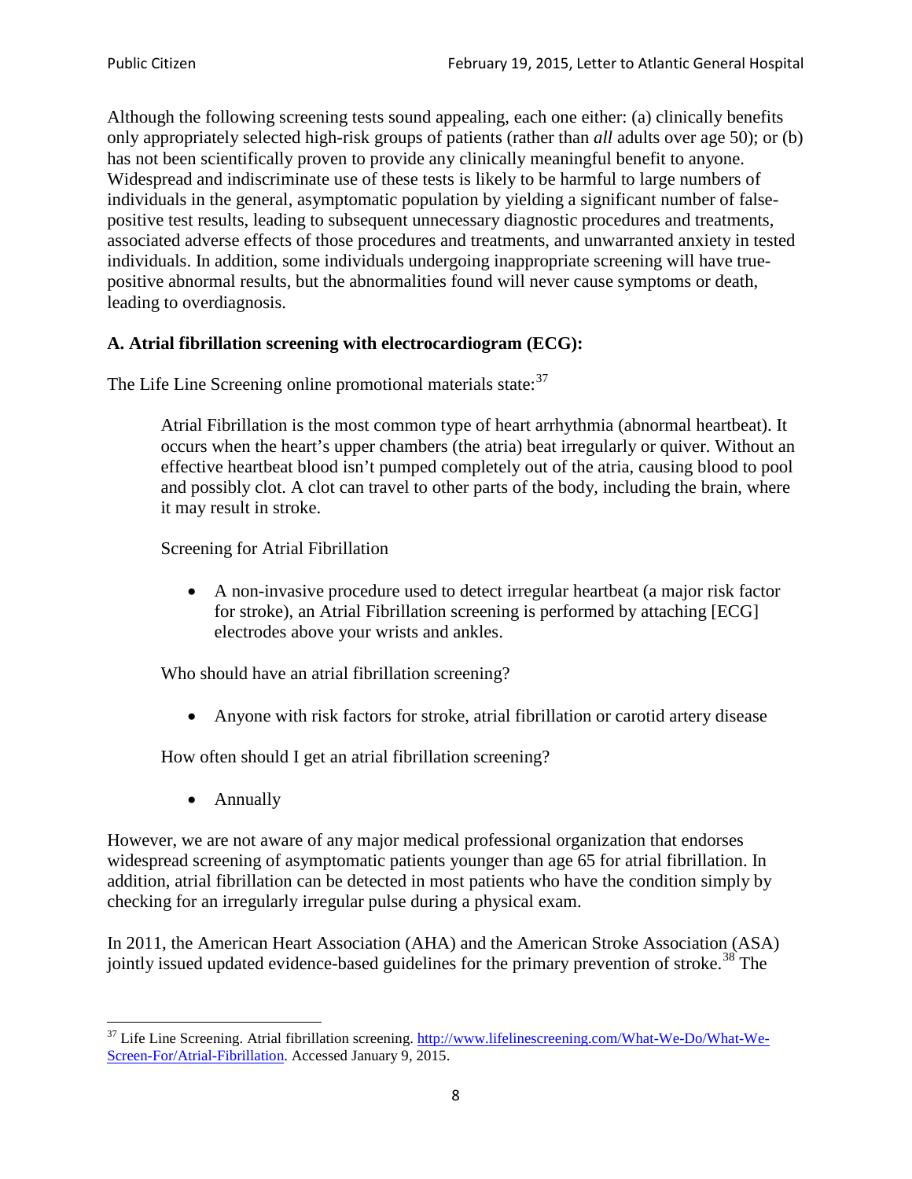Although the following screening tests sound appealing, each one either: (a) clinically benefits only appropriately selected high-risk groups of patients (rather than *all* adults over age 50); or (b) has not been scientifically proven to provide any clinically meaningful benefit to anyone. Widespread and indiscriminate use of these tests is likely to be harmful to large numbers of individuals in the general, asymptomatic population by yielding a significant number of false-positive test results, leading to subsequent unnecessary diagnostic procedures and treatments, associated adverse effects of those procedures and treatments, and unwarranted anxiety in tested individuals. In addition, some individuals undergoing inappropriate screening will have true-positive abnormal results, but the abnormalities found will never cause symptoms or death, leading to overdiagnosis.

### A. Atrial fibrillation screening with electrocardiogram (ECG):

The Life Line Screening online promotional materials state:[37]

> Atrial Fibrillation is the most common type of heart arrhythmia (abnormal heartbeat). It occurs when the heart's upper chambers (the atria) beat irregularly or quiver. Without an effective heartbeat blood isn't pumped completely out of the atria, causing blood to pool and possibly clot. A clot can travel to other parts of the body, including the brain, where it may result in stroke.
>
> Screening for Atrial Fibrillation
>
> - A non-invasive procedure used to detect irregular heartbeat (a major risk factor for stroke), an Atrial Fibrillation screening is performed by attaching [ECG] electrodes above your wrists and ankles.
>
> Who should have an atrial fibrillation screening?
>
> - Anyone with risk factors for stroke, atrial fibrillation or carotid artery disease
>
> How often should I get an atrial fibrillation screening?
>
> - Annually

However, we are not aware of any major medical professional organization that endorses widespread screening of asymptomatic patients younger than age 65 for atrial fibrillation. In addition, atrial fibrillation can be detected in most patients who have the condition simply by checking for an irregularly irregular pulse during a physical exam.

In 2011, the American Heart Association (AHA) and the American Stroke Association (ASA) jointly issued updated evidence-based guidelines for the primary prevention of stroke.[38] The

---

[37] Life Line Screening. Atrial fibrillation screening. http://www.lifelinescreening.com/What-We-Do/What-We-Screen-For/Atrial-Fibrillation. Accessed January 9, 2015.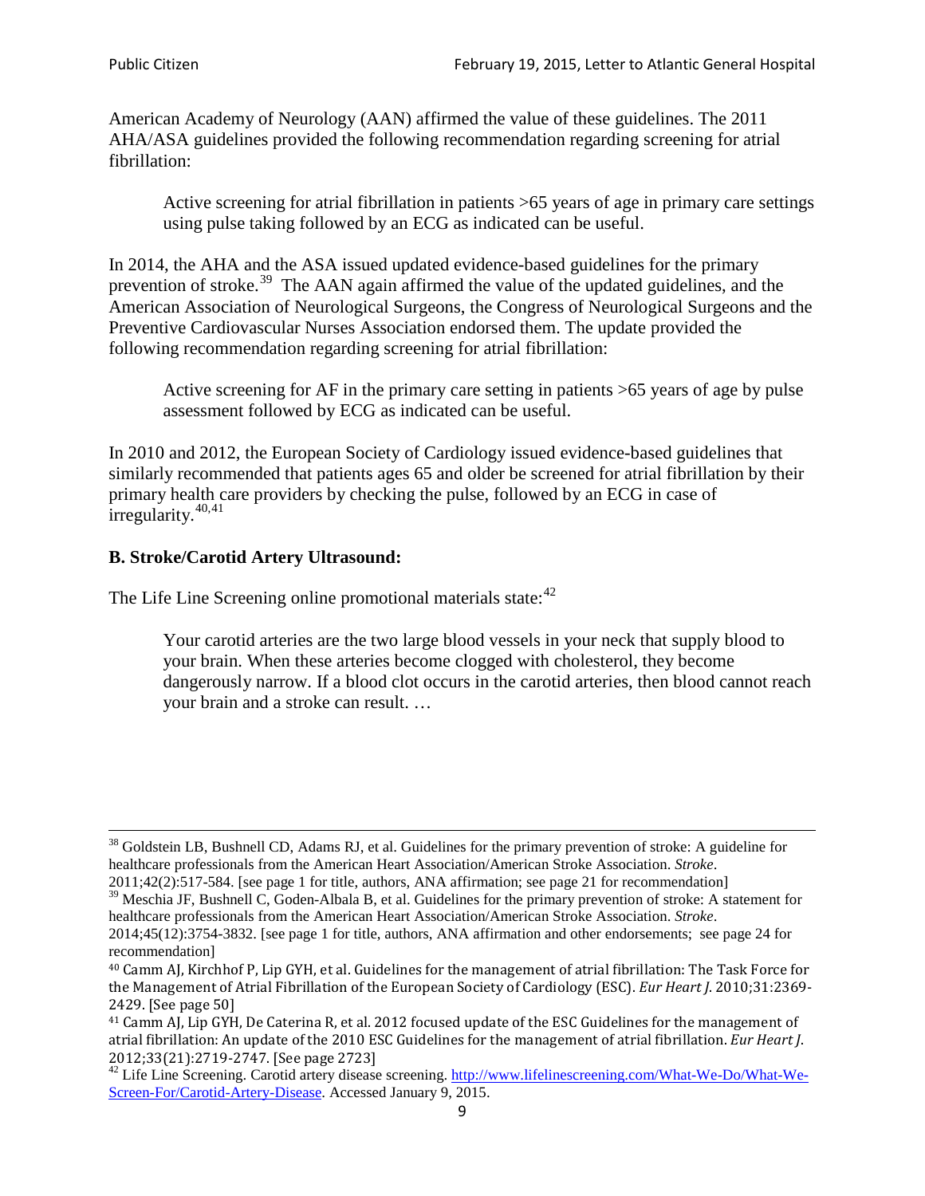American Academy of Neurology (AAN) affirmed the value of these guidelines. The 2011 AHA/ASA guidelines provided the following recommendation regarding screening for atrial fibrillation:

> Active screening for atrial fibrillation in patients >65 years of age in primary care settings using pulse taking followed by an ECG as indicated can be useful.

In 2014, the AHA and the ASA issued updated evidence-based guidelines for the primary prevention of stroke.[39] The AAN again affirmed the value of the updated guidelines, and the American Association of Neurological Surgeons, the Congress of Neurological Surgeons and the Preventive Cardiovascular Nurses Association endorsed them. The update provided the following recommendation regarding screening for atrial fibrillation:

> Active screening for AF in the primary care setting in patients >65 years of age by pulse assessment followed by ECG as indicated can be useful.

In 2010 and 2012, the European Society of Cardiology issued evidence-based guidelines that similarly recommended that patients ages 65 and older be screened for atrial fibrillation by their primary health care providers by checking the pulse, followed by an ECG in case of irregularity.[40,41]

**B. Stroke/Carotid Artery Ultrasound:**

The Life Line Screening online promotional materials state:[42]

> Your carotid arteries are the two large blood vessels in your neck that supply blood to your brain. When these arteries become clogged with cholesterol, they become dangerously narrow. If a blood clot occurs in the carotid arteries, then blood cannot reach your brain and a stroke can result. …

---

[38] Goldstein LB, Bushnell CD, Adams RJ, et al. Guidelines for the primary prevention of stroke: A guideline for healthcare professionals from the American Heart Association/American Stroke Association. *Stroke*. 2011;42(2):517-584. [see page 1 for title, authors, ANA affirmation; see page 21 for recommendation]

[39] Meschia JF, Bushnell C, Goden-Albala B, et al. Guidelines for the primary prevention of stroke: A statement for healthcare professionals from the American Heart Association/American Stroke Association. *Stroke*. 2014;45(12):3754-3832. [see page 1 for title, authors, ANA affirmation and other endorsements; see page 24 for recommendation]

[40] Camm AJ, Kirchhof P, Lip GYH, et al. Guidelines for the management of atrial fibrillation: The Task Force for the Management of Atrial Fibrillation of the European Society of Cardiology (ESC). *Eur Heart J*. 2010;31:2369-2429. [See page 50]

[41] Camm AJ, Lip GYH, De Caterina R, et al. 2012 focused update of the ESC Guidelines for the management of atrial fibrillation: An update of the 2010 ESC Guidelines for the management of atrial fibrillation. *Eur Heart J*. 2012;33(21):2719-2747. [See page 2723]

[42] Life Line Screening. Carotid artery disease screening. http://www.lifelinescreening.com/What-We-Do/What-We-Screen-For/Carotid-Artery-Disease. Accessed January 9, 2015.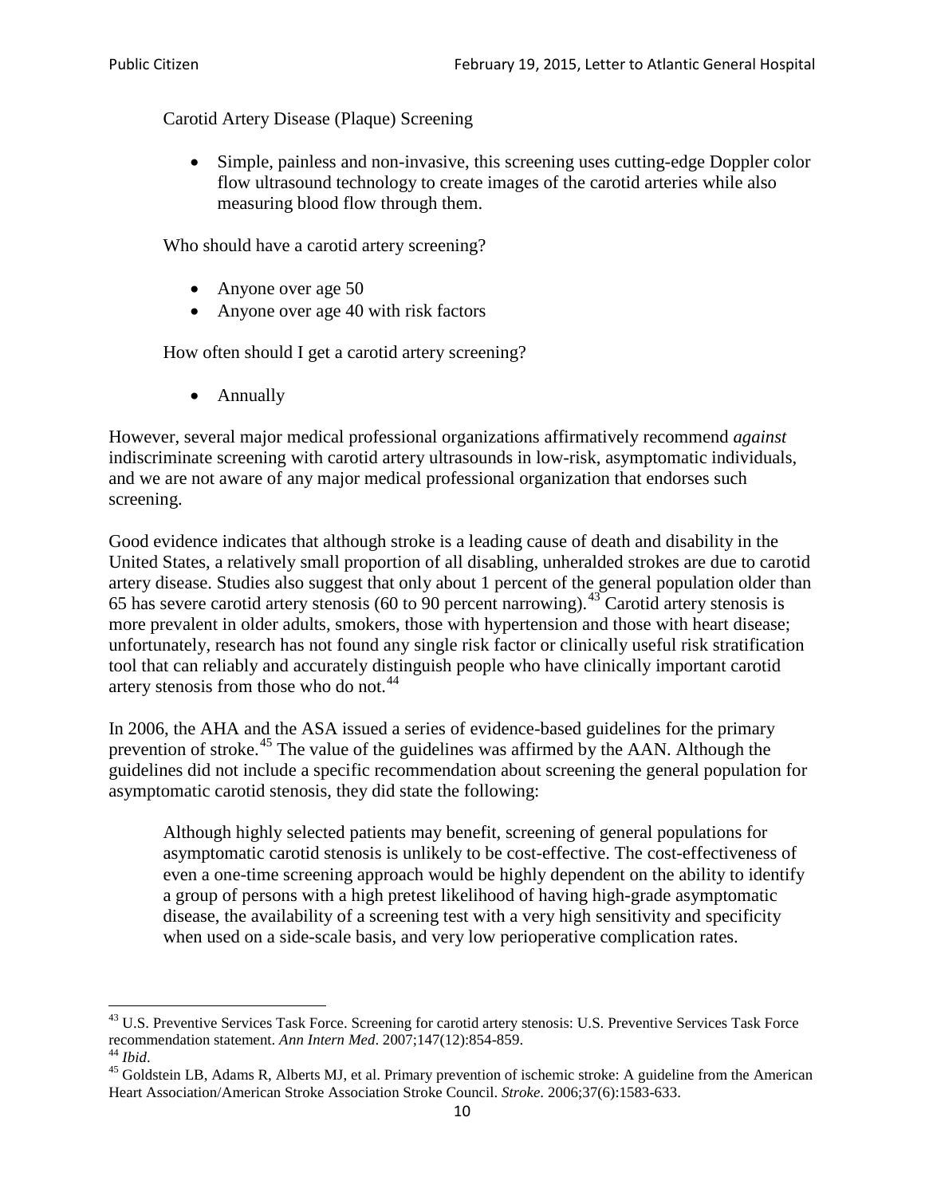Carotid Artery Disease (Plaque) Screening

- Simple, painless and non-invasive, this screening uses cutting-edge Doppler color flow ultrasound technology to create images of the carotid arteries while also measuring blood flow through them.

Who should have a carotid artery screening?

- Anyone over age 50
- Anyone over age 40 with risk factors

How often should I get a carotid artery screening?

- Annually

However, several major medical professional organizations affirmatively recommend *against* indiscriminate screening with carotid artery ultrasounds in low-risk, asymptomatic individuals, and we are not aware of any major medical professional organization that endorses such screening.

Good evidence indicates that although stroke is a leading cause of death and disability in the United States, a relatively small proportion of all disabling, unheralded strokes are due to carotid artery disease. Studies also suggest that only about 1 percent of the general population older than 65 has severe carotid artery stenosis (60 to 90 percent narrowing).[43] Carotid artery stenosis is more prevalent in older adults, smokers, those with hypertension and those with heart disease; unfortunately, research has not found any single risk factor or clinically useful risk stratification tool that can reliably and accurately distinguish people who have clinically important carotid artery stenosis from those who do not.[44]

In 2006, the AHA and the ASA issued a series of evidence-based guidelines for the primary prevention of stroke.[45] The value of the guidelines was affirmed by the AAN. Although the guidelines did not include a specific recommendation about screening the general population for asymptomatic carotid stenosis, they did state the following:

> Although highly selected patients may benefit, screening of general populations for asymptomatic carotid stenosis is unlikely to be cost-effective. The cost-effectiveness of even a one-time screening approach would be highly dependent on the ability to identify a group of persons with a high pretest likelihood of having high-grade asymptomatic disease, the availability of a screening test with a very high sensitivity and specificity when used on a side-scale basis, and very low perioperative complication rates.

---

[43] U.S. Preventive Services Task Force. Screening for carotid artery stenosis: U.S. Preventive Services Task Force recommendation statement. *Ann Intern Med*. 2007;147(12):854-859.

[44] *Ibid*.

[45] Goldstein LB, Adams R, Alberts MJ, et al. Primary prevention of ischemic stroke: A guideline from the American Heart Association/American Stroke Association Stroke Council. *Stroke*. 2006;37(6):1583-633.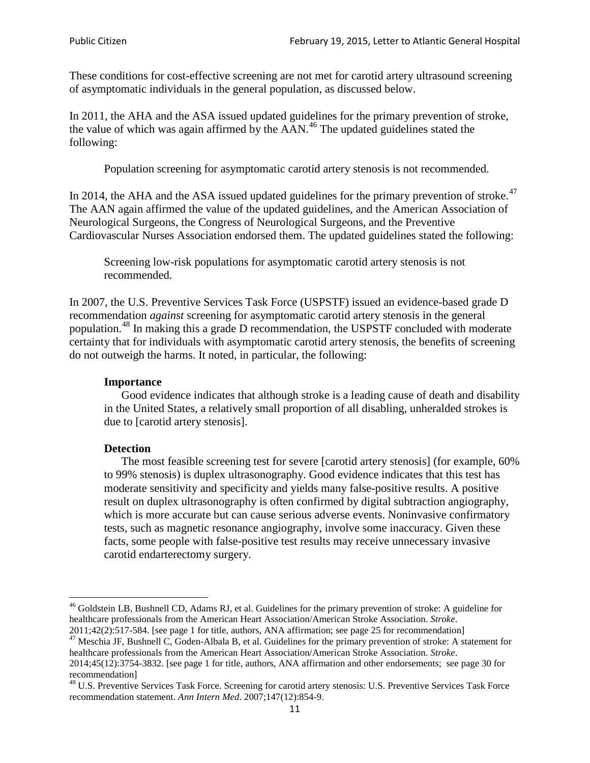These conditions for cost-effective screening are not met for carotid artery ultrasound screening of asymptomatic individuals in the general population, as discussed below.

In 2011, the AHA and the ASA issued updated guidelines for the primary prevention of stroke, the value of which was again affirmed by the AAN.[46] The updated guidelines stated the following:

> Population screening for asymptomatic carotid artery stenosis is not recommended.

In 2014, the AHA and the ASA issued updated guidelines for the primary prevention of stroke.[47] The AAN again affirmed the value of the updated guidelines, and the American Association of Neurological Surgeons, the Congress of Neurological Surgeons, and the Preventive Cardiovascular Nurses Association endorsed them. The updated guidelines stated the following:

> Screening low-risk populations for asymptomatic carotid artery stenosis is not recommended.

In 2007, the U.S. Preventive Services Task Force (USPSTF) issued an evidence-based grade D recommendation *against* screening for asymptomatic carotid artery stenosis in the general population.[48] In making this a grade D recommendation, the USPSTF concluded with moderate certainty that for individuals with asymptomatic carotid artery stenosis, the benefits of screening do not outweigh the harms. It noted, in particular, the following:

> **Importance**
>
> Good evidence indicates that although stroke is a leading cause of death and disability in the United States, a relatively small proportion of all disabling, unheralded strokes is due to [carotid artery stenosis].
>
> **Detection**
>
> The most feasible screening test for severe [carotid artery stenosis] (for example, 60% to 99% stenosis) is duplex ultrasonography. Good evidence indicates that this test has moderate sensitivity and specificity and yields many false-positive results. A positive result on duplex ultrasonography is often confirmed by digital subtraction angiography, which is more accurate but can cause serious adverse events. Noninvasive confirmatory tests, such as magnetic resonance angiography, involve some inaccuracy. Given these facts, some people with false-positive test results may receive unnecessary invasive carotid endarterectomy surgery.

---

[46] Goldstein LB, Bushnell CD, Adams RJ, et al. Guidelines for the primary prevention of stroke: A guideline for healthcare professionals from the American Heart Association/American Stroke Association. *Stroke*. 2011;42(2):517-584. [see page 1 for title, authors, ANA affirmation; see page 25 for recommendation]

[47] Meschia JF, Bushnell C, Goden-Albala B, et al. Guidelines for the primary prevention of stroke: A statement for healthcare professionals from the American Heart Association/American Stroke Association. *Stroke*. 2014;45(12):3754-3832. [see page 1 for title, authors, ANA affirmation and other endorsements; see page 30 for recommendation]

[48] U.S. Preventive Services Task Force. Screening for carotid artery stenosis: U.S. Preventive Services Task Force recommendation statement. *Ann Intern Med*. 2007;147(12):854-9.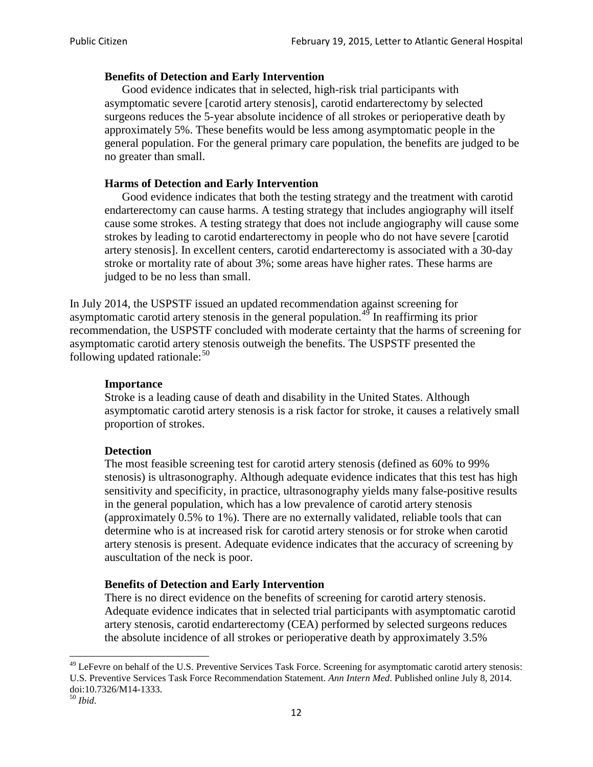> **Benefits of Detection and Early Intervention**
> Good evidence indicates that in selected, high-risk trial participants with asymptomatic severe [carotid artery stenosis], carotid endarterectomy by selected surgeons reduces the 5-year absolute incidence of all strokes or perioperative death by approximately 5%. These benefits would be less among asymptomatic people in the general population. For the general primary care population, the benefits are judged to be no greater than small.
>
> **Harms of Detection and Early Intervention**
> Good evidence indicates that both the testing strategy and the treatment with carotid endarterectomy can cause harms. A testing strategy that includes angiography will itself cause some strokes. A testing strategy that does not include angiography will cause some strokes by leading to carotid endarterectomy in people who do not have severe [carotid artery stenosis]. In excellent centers, carotid endarterectomy is associated with a 30-day stroke or mortality rate of about 3%; some areas have higher rates. These harms are judged to be no less than small.

In July 2014, the USPSTF issued an updated recommendation against screening for asymptomatic carotid artery stenosis in the general population.[49] In reaffirming its prior recommendation, the USPSTF concluded with moderate certainty that the harms of screening for asymptomatic carotid artery stenosis outweigh the benefits. The USPSTF presented the following updated rationale:[50]

> **Importance**
> Stroke is a leading cause of death and disability in the United States. Although asymptomatic carotid artery stenosis is a risk factor for stroke, it causes a relatively small proportion of strokes.
>
> **Detection**
> The most feasible screening test for carotid artery stenosis (defined as 60% to 99% stenosis) is ultrasonography. Although adequate evidence indicates that this test has high sensitivity and specificity, in practice, ultrasonography yields many false-positive results in the general population, which has a low prevalence of carotid artery stenosis (approximately 0.5% to 1%). There are no externally validated, reliable tools that can determine who is at increased risk for carotid artery stenosis or for stroke when carotid artery stenosis is present. Adequate evidence indicates that the accuracy of screening by auscultation of the neck is poor.
>
> **Benefits of Detection and Early Intervention**
> There is no direct evidence on the benefits of screening for carotid artery stenosis. Adequate evidence indicates that in selected trial participants with asymptomatic carotid artery stenosis, carotid endarterectomy (CEA) performed by selected surgeons reduces the absolute incidence of all strokes or perioperative death by approximately 3.5%

---

[49] LeFevre on behalf of the U.S. Preventive Services Task Force. Screening for asymptomatic carotid artery stenosis: U.S. Preventive Services Task Force Recommendation Statement. *Ann Intern Med*. Published online July 8, 2014. doi:10.7326/M14-1333.

[50] *Ibid*.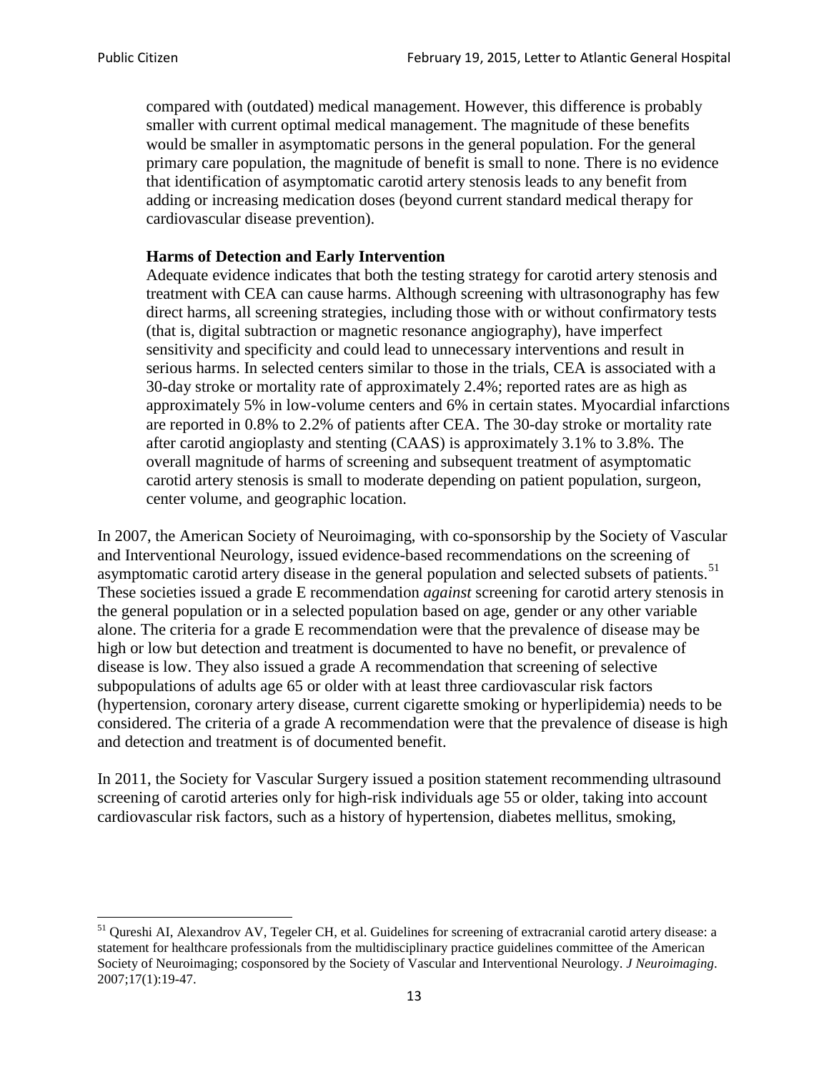> compared with (outdated) medical management. However, this difference is probably smaller with current optimal medical management. The magnitude of these benefits would be smaller in asymptomatic persons in the general population. For the general primary care population, the magnitude of benefit is small to none. There is no evidence that identification of asymptomatic carotid artery stenosis leads to any benefit from adding or increasing medication doses (beyond current standard medical therapy for cardiovascular disease prevention).
>
> **Harms of Detection and Early Intervention**
>
> Adequate evidence indicates that both the testing strategy for carotid artery stenosis and treatment with CEA can cause harms. Although screening with ultrasonography has few direct harms, all screening strategies, including those with or without confirmatory tests (that is, digital subtraction or magnetic resonance angiography), have imperfect sensitivity and specificity and could lead to unnecessary interventions and result in serious harms. In selected centers similar to those in the trials, CEA is associated with a 30-day stroke or mortality rate of approximately 2.4%; reported rates are as high as approximately 5% in low-volume centers and 6% in certain states. Myocardial infarctions are reported in 0.8% to 2.2% of patients after CEA. The 30-day stroke or mortality rate after carotid angioplasty and stenting (CAAS) is approximately 3.1% to 3.8%. The overall magnitude of harms of screening and subsequent treatment of asymptomatic carotid artery stenosis is small to moderate depending on patient population, surgeon, center volume, and geographic location.

In 2007, the American Society of Neuroimaging, with co-sponsorship by the Society of Vascular and Interventional Neurology, issued evidence-based recommendations on the screening of asymptomatic carotid artery disease in the general population and selected subsets of patients.[51] These societies issued a grade E recommendation *against* screening for carotid artery stenosis in the general population or in a selected population based on age, gender or any other variable alone. The criteria for a grade E recommendation were that the prevalence of disease may be high or low but detection and treatment is documented to have no benefit, or prevalence of disease is low. They also issued a grade A recommendation that screening of selective subpopulations of adults age 65 or older with at least three cardiovascular risk factors (hypertension, coronary artery disease, current cigarette smoking or hyperlipidemia) needs to be considered. The criteria of a grade A recommendation were that the prevalence of disease is high and detection and treatment is of documented benefit.

In 2011, the Society for Vascular Surgery issued a position statement recommending ultrasound screening of carotid arteries only for high-risk individuals age 55 or older, taking into account cardiovascular risk factors, such as a history of hypertension, diabetes mellitus, smoking,

---

[51] Qureshi AI, Alexandrov AV, Tegeler CH, et al. Guidelines for screening of extracranial carotid artery disease: a statement for healthcare professionals from the multidisciplinary practice guidelines committee of the American Society of Neuroimaging; cosponsored by the Society of Vascular and Interventional Neurology. *J Neuroimaging*. 2007;17(1):19-47.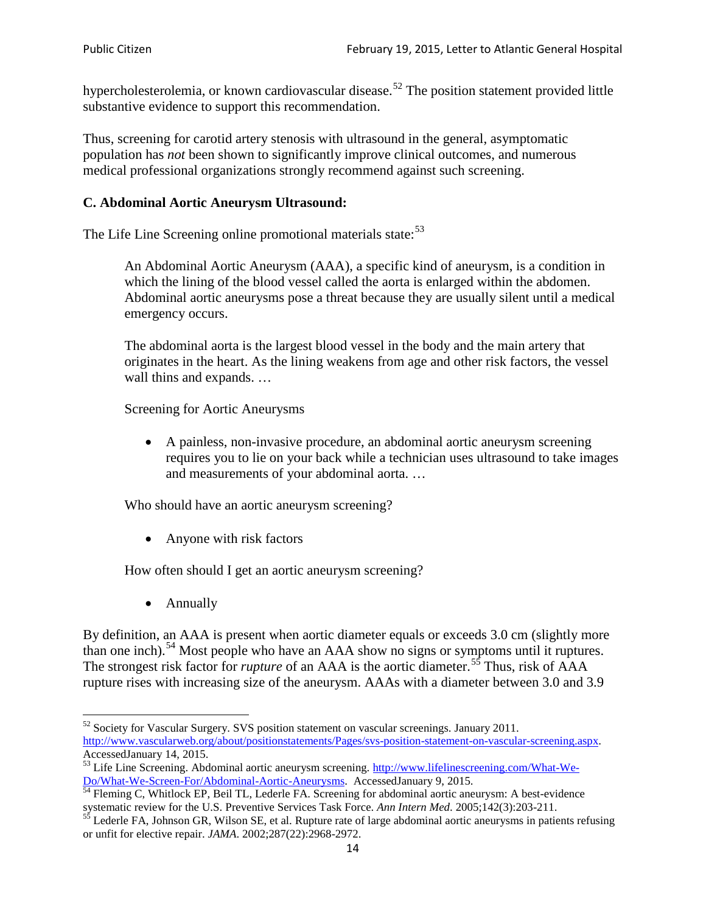hypercholesterolemia, or known cardiovascular disease.[52] The position statement provided little substantive evidence to support this recommendation.

Thus, screening for carotid artery stenosis with ultrasound in the general, asymptomatic population has *not* been shown to significantly improve clinical outcomes, and numerous medical professional organizations strongly recommend against such screening.

### C. Abdominal Aortic Aneurysm Ultrasound:

The Life Line Screening online promotional materials state:[53]

> An Abdominal Aortic Aneurysm (AAA), a specific kind of aneurysm, is a condition in which the lining of the blood vessel called the aorta is enlarged within the abdomen. Abdominal aortic aneurysms pose a threat because they are usually silent until a medical emergency occurs.
>
> The abdominal aorta is the largest blood vessel in the body and the main artery that originates in the heart. As the lining weakens from age and other risk factors, the vessel wall thins and expands. …
>
> Screening for Aortic Aneurysms
>
> - A painless, non-invasive procedure, an abdominal aortic aneurysm screening requires you to lie on your back while a technician uses ultrasound to take images and measurements of your abdominal aorta. …
>
> Who should have an aortic aneurysm screening?
>
> - Anyone with risk factors
>
> How often should I get an aortic aneurysm screening?
>
> - Annually

By definition, an AAA is present when aortic diameter equals or exceeds 3.0 cm (slightly more than one inch).[54] Most people who have an AAA show no signs or symptoms until it ruptures. The strongest risk factor for *rupture* of an AAA is the aortic diameter.[55] Thus, risk of AAA rupture rises with increasing size of the aneurysm. AAAs with a diameter between 3.0 and 3.9

---

[52] Society for Vascular Surgery. SVS position statement on vascular screenings. January 2011. http://www.vascularweb.org/about/positionstatements/Pages/svs-position-statement-on-vascular-screening.aspx. AccessedJanuary 14, 2015.

[53] Life Line Screening. Abdominal aortic aneurysm screening. http://www.lifelinescreening.com/What-We-Do/What-We-Screen-For/Abdominal-Aortic-Aneurysms. AccessedJanuary 9, 2015.

[54] Fleming C, Whitlock EP, Beil TL, Lederle FA. Screening for abdominal aortic aneurysm: A best-evidence systematic review for the U.S. Preventive Services Task Force. *Ann Intern Med*. 2005;142(3):203-211.

[55] Lederle FA, Johnson GR, Wilson SE, et al. Rupture rate of large abdominal aortic aneurysms in patients refusing or unfit for elective repair. *JAMA*. 2002;287(22):2968-2972.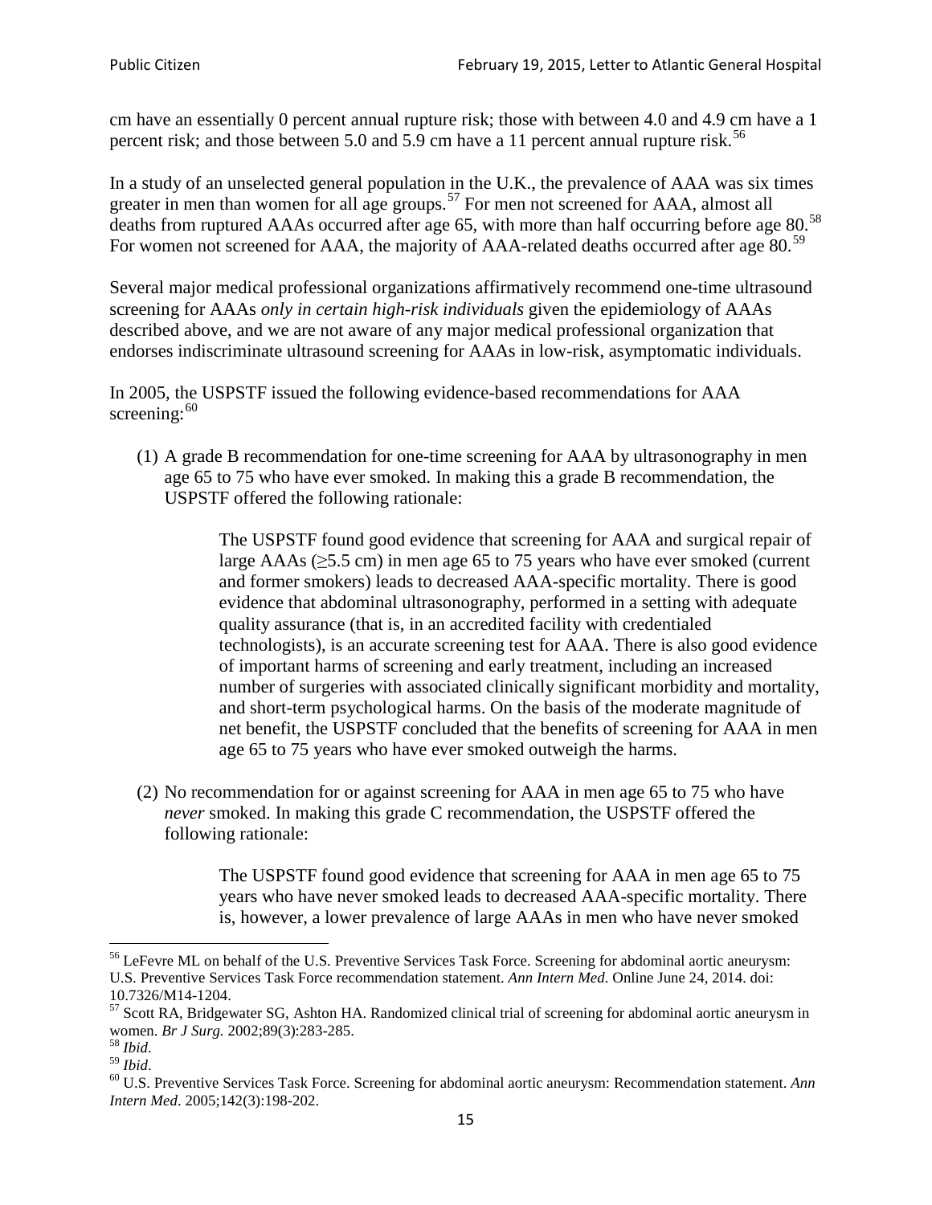cm have an essentially 0 percent annual rupture risk; those with between 4.0 and 4.9 cm have a 1 percent risk; and those between 5.0 and 5.9 cm have a 11 percent annual rupture risk.[56]

In a study of an unselected general population in the U.K., the prevalence of AAA was six times greater in men than women for all age groups.[57] For men not screened for AAA, almost all deaths from ruptured AAAs occurred after age 65, with more than half occurring before age 80.[58] For women not screened for AAA, the majority of AAA-related deaths occurred after age 80.[59]

Several major medical professional organizations affirmatively recommend one-time ultrasound screening for AAAs *only in certain high-risk individuals* given the epidemiology of AAAs described above, and we are not aware of any major medical professional organization that endorses indiscriminate ultrasound screening for AAAs in low-risk, asymptomatic individuals.

In 2005, the USPSTF issued the following evidence-based recommendations for AAA screening:[60]

(1) A grade B recommendation for one-time screening for AAA by ultrasonography in men age 65 to 75 who have ever smoked. In making this a grade B recommendation, the USPSTF offered the following rationale:

> The USPSTF found good evidence that screening for AAA and surgical repair of large AAAs (≥5.5 cm) in men age 65 to 75 years who have ever smoked (current and former smokers) leads to decreased AAA-specific mortality. There is good evidence that abdominal ultrasonography, performed in a setting with adequate quality assurance (that is, in an accredited facility with credentialed technologists), is an accurate screening test for AAA. There is also good evidence of important harms of screening and early treatment, including an increased number of surgeries with associated clinically significant morbidity and mortality, and short-term psychological harms. On the basis of the moderate magnitude of net benefit, the USPSTF concluded that the benefits of screening for AAA in men age 65 to 75 years who have ever smoked outweigh the harms.

(2) No recommendation for or against screening for AAA in men age 65 to 75 who have *never* smoked. In making this grade C recommendation, the USPSTF offered the following rationale:

> The USPSTF found good evidence that screening for AAA in men age 65 to 75 years who have never smoked leads to decreased AAA-specific mortality. There is, however, a lower prevalence of large AAAs in men who have never smoked

---

[56] LeFevre ML on behalf of the U.S. Preventive Services Task Force. Screening for abdominal aortic aneurysm: U.S. Preventive Services Task Force recommendation statement. *Ann Intern Med*. Online June 24, 2014. doi: 10.7326/M14-1204.

[57] Scott RA, Bridgewater SG, Ashton HA. Randomized clinical trial of screening for abdominal aortic aneurysm in women. *Br J Surg.* 2002;89(3):283-285.

[58] *Ibid*.

[59] *Ibid*.

[60] U.S. Preventive Services Task Force. Screening for abdominal aortic aneurysm: Recommendation statement. *Ann Intern Med*. 2005;142(3):198-202.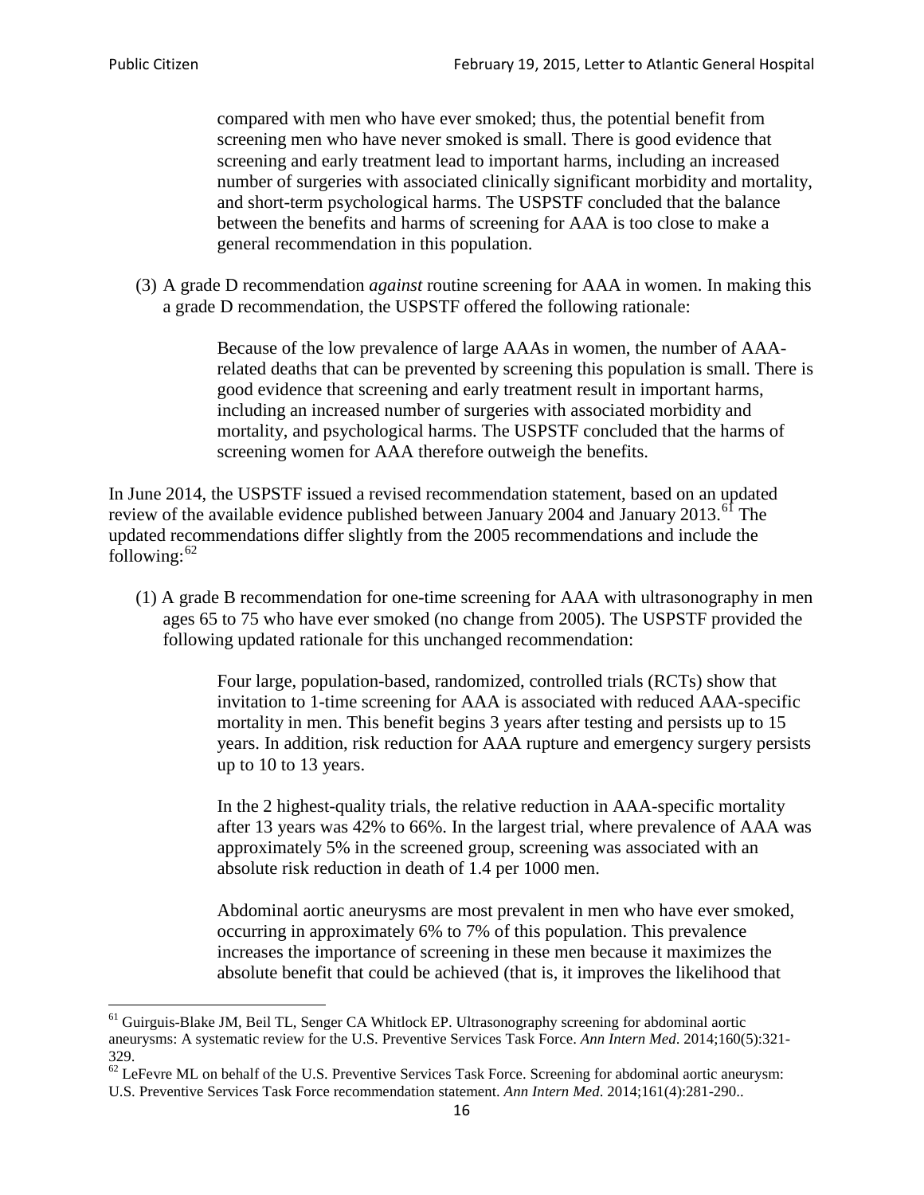> compared with men who have ever smoked; thus, the potential benefit from screening men who have never smoked is small. There is good evidence that screening and early treatment lead to important harms, including an increased number of surgeries with associated clinically significant morbidity and mortality, and short-term psychological harms. The USPSTF concluded that the balance between the benefits and harms of screening for AAA is too close to make a general recommendation in this population.

(3) A grade D recommendation *against* routine screening for AAA in women. In making this a grade D recommendation, the USPSTF offered the following rationale:

> Because of the low prevalence of large AAAs in women, the number of AAA-related deaths that can be prevented by screening this population is small. There is good evidence that screening and early treatment result in important harms, including an increased number of surgeries with associated morbidity and mortality, and psychological harms. The USPSTF concluded that the harms of screening women for AAA therefore outweigh the benefits.

In June 2014, the USPSTF issued a revised recommendation statement, based on an updated review of the available evidence published between January 2004 and January 2013.[61] The updated recommendations differ slightly from the 2005 recommendations and include the following:[62]

(1) A grade B recommendation for one-time screening for AAA with ultrasonography in men ages 65 to 75 who have ever smoked (no change from 2005). The USPSTF provided the following updated rationale for this unchanged recommendation:

> Four large, population-based, randomized, controlled trials (RCTs) show that invitation to 1-time screening for AAA is associated with reduced AAA-specific mortality in men. This benefit begins 3 years after testing and persists up to 15 years. In addition, risk reduction for AAA rupture and emergency surgery persists up to 10 to 13 years.
>
> In the 2 highest-quality trials, the relative reduction in AAA-specific mortality after 13 years was 42% to 66%. In the largest trial, where prevalence of AAA was approximately 5% in the screened group, screening was associated with an absolute risk reduction in death of 1.4 per 1000 men.
>
> Abdominal aortic aneurysms are most prevalent in men who have ever smoked, occurring in approximately 6% to 7% of this population. This prevalence increases the importance of screening in these men because it maximizes the absolute benefit that could be achieved (that is, it improves the likelihood that

---

[61] Guirguis-Blake JM, Beil TL, Senger CA Whitlock EP. Ultrasonography screening for abdominal aortic aneurysms: A systematic review for the U.S. Preventive Services Task Force. *Ann Intern Med*. 2014;160(5):321-329.

[62] LeFevre ML on behalf of the U.S. Preventive Services Task Force. Screening for abdominal aortic aneurysm: U.S. Preventive Services Task Force recommendation statement. *Ann Intern Med*. 2014;161(4):281-290..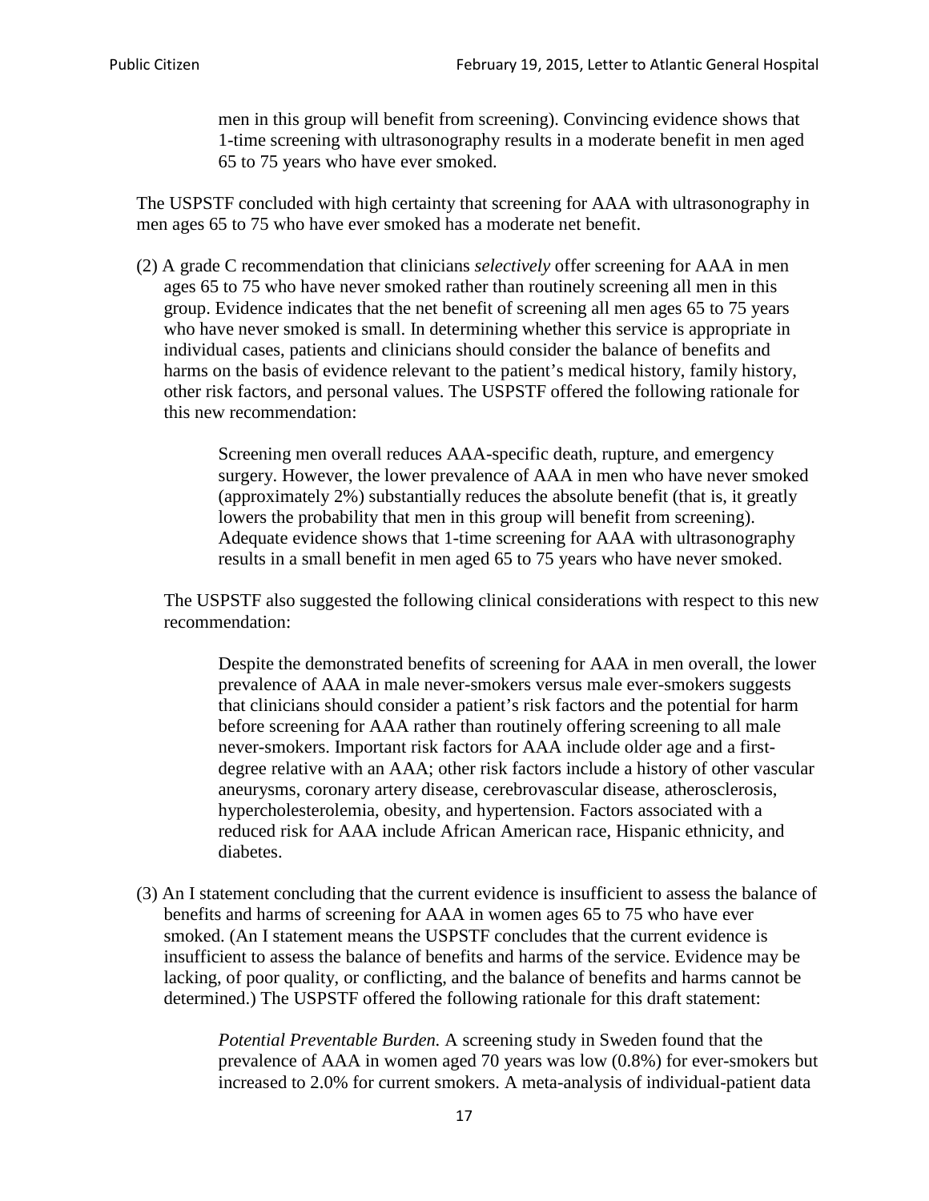> men in this group will benefit from screening). Convincing evidence shows that 1-time screening with ultrasonography results in a moderate benefit in men aged 65 to 75 years who have ever smoked.

The USPSTF concluded with high certainty that screening for AAA with ultrasonography in men ages 65 to 75 who have ever smoked has a moderate net benefit.

(2) A grade C recommendation that clinicians *selectively* offer screening for AAA in men ages 65 to 75 who have never smoked rather than routinely screening all men in this group. Evidence indicates that the net benefit of screening all men ages 65 to 75 years who have never smoked is small. In determining whether this service is appropriate in individual cases, patients and clinicians should consider the balance of benefits and harms on the basis of evidence relevant to the patient's medical history, family history, other risk factors, and personal values. The USPSTF offered the following rationale for this new recommendation:

> Screening men overall reduces AAA-specific death, rupture, and emergency surgery. However, the lower prevalence of AAA in men who have never smoked (approximately 2%) substantially reduces the absolute benefit (that is, it greatly lowers the probability that men in this group will benefit from screening). Adequate evidence shows that 1-time screening for AAA with ultrasonography results in a small benefit in men aged 65 to 75 years who have never smoked.

The USPSTF also suggested the following clinical considerations with respect to this new recommendation:

> Despite the demonstrated benefits of screening for AAA in men overall, the lower prevalence of AAA in male never-smokers versus male ever-smokers suggests that clinicians should consider a patient's risk factors and the potential for harm before screening for AAA rather than routinely offering screening to all male never-smokers. Important risk factors for AAA include older age and a first-degree relative with an AAA; other risk factors include a history of other vascular aneurysms, coronary artery disease, cerebrovascular disease, atherosclerosis, hypercholesterolemia, obesity, and hypertension. Factors associated with a reduced risk for AAA include African American race, Hispanic ethnicity, and diabetes.

(3) An I statement concluding that the current evidence is insufficient to assess the balance of benefits and harms of screening for AAA in women ages 65 to 75 who have ever smoked. (An I statement means the USPSTF concludes that the current evidence is insufficient to assess the balance of benefits and harms of the service. Evidence may be lacking, of poor quality, or conflicting, and the balance of benefits and harms cannot be determined.) The USPSTF offered the following rationale for this draft statement:

> *Potential Preventable Burden.* A screening study in Sweden found that the prevalence of AAA in women aged 70 years was low (0.8%) for ever-smokers but increased to 2.0% for current smokers. A meta-analysis of individual-patient data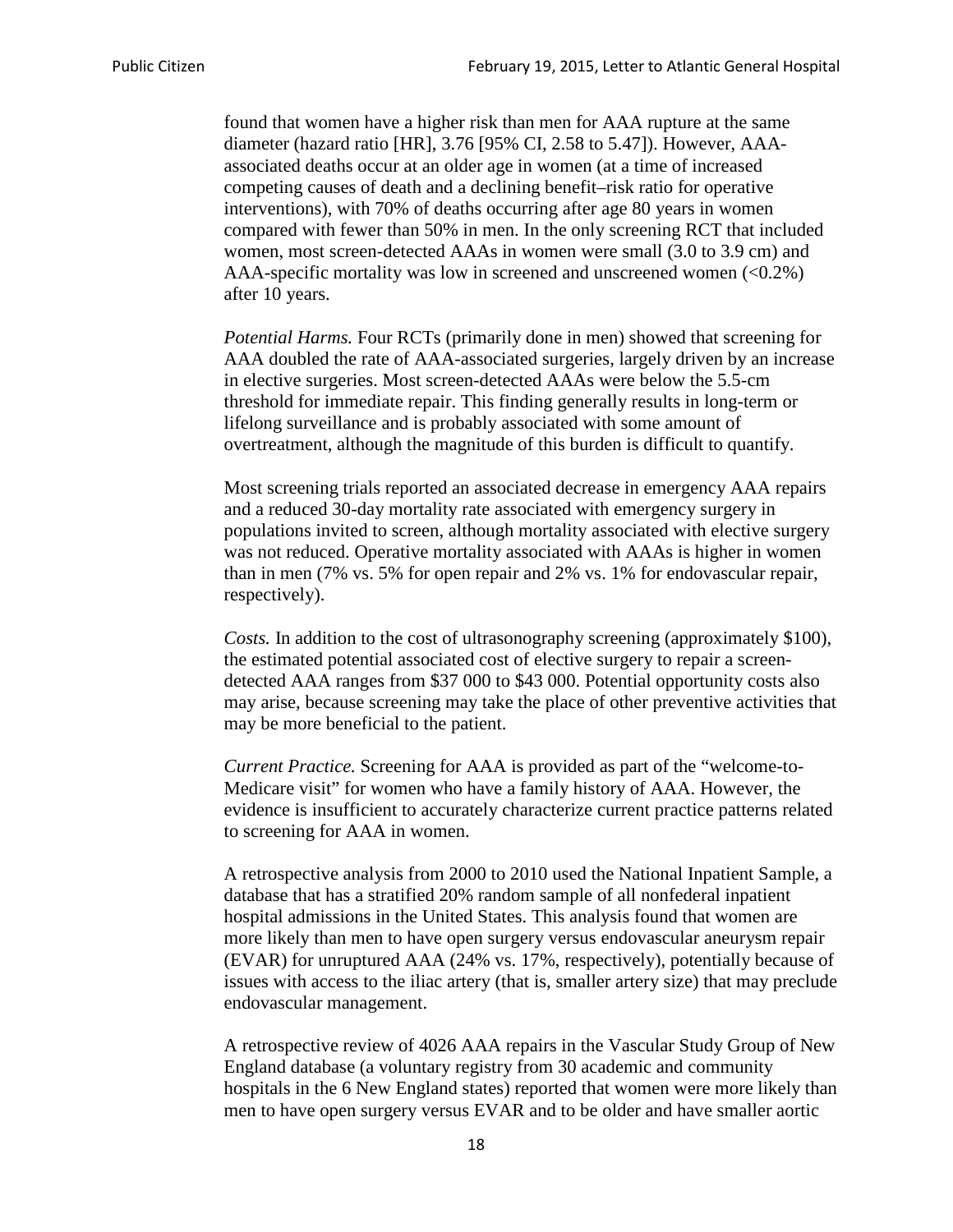found that women have a higher risk than men for AAA rupture at the same diameter (hazard ratio [HR], 3.76 [95% CI, 2.58 to 5.47]). However, AAA-associated deaths occur at an older age in women (at a time of increased competing causes of death and a declining benefit–risk ratio for operative interventions), with 70% of deaths occurring after age 80 years in women compared with fewer than 50% in men. In the only screening RCT that included women, most screen-detected AAAs in women were small (3.0 to 3.9 cm) and AAA-specific mortality was low in screened and unscreened women (<0.2%) after 10 years.

*Potential Harms.* Four RCTs (primarily done in men) showed that screening for AAA doubled the rate of AAA-associated surgeries, largely driven by an increase in elective surgeries. Most screen-detected AAAs were below the 5.5-cm threshold for immediate repair. This finding generally results in long-term or lifelong surveillance and is probably associated with some amount of overtreatment, although the magnitude of this burden is difficult to quantify.

Most screening trials reported an associated decrease in emergency AAA repairs and a reduced 30-day mortality rate associated with emergency surgery in populations invited to screen, although mortality associated with elective surgery was not reduced. Operative mortality associated with AAAs is higher in women than in men (7% vs. 5% for open repair and 2% vs. 1% for endovascular repair, respectively).

*Costs.* In addition to the cost of ultrasonography screening (approximately $100), the estimated potential associated cost of elective surgery to repair a screen-detected AAA ranges from $37 000 to $43 000. Potential opportunity costs also may arise, because screening may take the place of other preventive activities that may be more beneficial to the patient.

*Current Practice.* Screening for AAA is provided as part of the "welcome-to-Medicare visit" for women who have a family history of AAA. However, the evidence is insufficient to accurately characterize current practice patterns related to screening for AAA in women.

A retrospective analysis from 2000 to 2010 used the National Inpatient Sample, a database that has a stratified 20% random sample of all nonfederal inpatient hospital admissions in the United States. This analysis found that women are more likely than men to have open surgery versus endovascular aneurysm repair (EVAR) for unruptured AAA (24% vs. 17%, respectively), potentially because of issues with access to the iliac artery (that is, smaller artery size) that may preclude endovascular management.

A retrospective review of 4026 AAA repairs in the Vascular Study Group of New England database (a voluntary registry from 30 academic and community hospitals in the 6 New England states) reported that women were more likely than men to have open surgery versus EVAR and to be older and have smaller aortic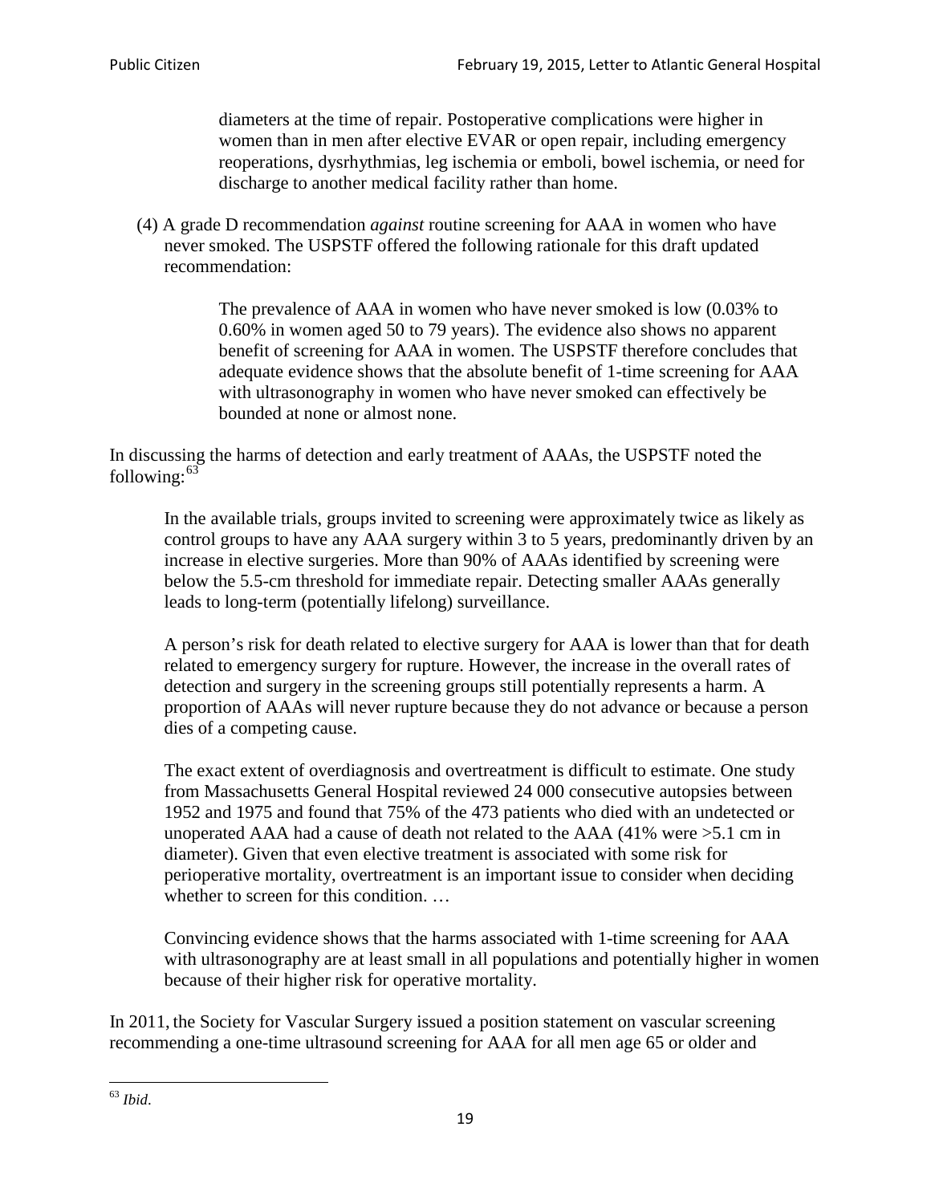> diameters at the time of repair. Postoperative complications were higher in women than in men after elective EVAR or open repair, including emergency reoperations, dysrhythmias, leg ischemia or emboli, bowel ischemia, or need for discharge to another medical facility rather than home.

(4) A grade D recommendation *against* routine screening for AAA in women who have never smoked. The USPSTF offered the following rationale for this draft updated recommendation:

> The prevalence of AAA in women who have never smoked is low (0.03% to 0.60% in women aged 50 to 79 years). The evidence also shows no apparent benefit of screening for AAA in women. The USPSTF therefore concludes that adequate evidence shows that the absolute benefit of 1-time screening for AAA with ultrasonography in women who have never smoked can effectively be bounded at none or almost none.

In discussing the harms of detection and early treatment of AAAs, the USPSTF noted the following:[63]

> In the available trials, groups invited to screening were approximately twice as likely as control groups to have any AAA surgery within 3 to 5 years, predominantly driven by an increase in elective surgeries. More than 90% of AAAs identified by screening were below the 5.5-cm threshold for immediate repair. Detecting smaller AAAs generally leads to long-term (potentially lifelong) surveillance.
>
> A person's risk for death related to elective surgery for AAA is lower than that for death related to emergency surgery for rupture. However, the increase in the overall rates of detection and surgery in the screening groups still potentially represents a harm. A proportion of AAAs will never rupture because they do not advance or because a person dies of a competing cause.
>
> The exact extent of overdiagnosis and overtreatment is difficult to estimate. One study from Massachusetts General Hospital reviewed 24 000 consecutive autopsies between 1952 and 1975 and found that 75% of the 473 patients who died with an undetected or unoperated AAA had a cause of death not related to the AAA (41% were >5.1 cm in diameter). Given that even elective treatment is associated with some risk for perioperative mortality, overtreatment is an important issue to consider when deciding whether to screen for this condition. …
>
> Convincing evidence shows that the harms associated with 1-time screening for AAA with ultrasonography are at least small in all populations and potentially higher in women because of their higher risk for operative mortality.

In 2011, the Society for Vascular Surgery issued a position statement on vascular screening recommending a one-time ultrasound screening for AAA for all men age 65 or older and

---

[63] *Ibid*.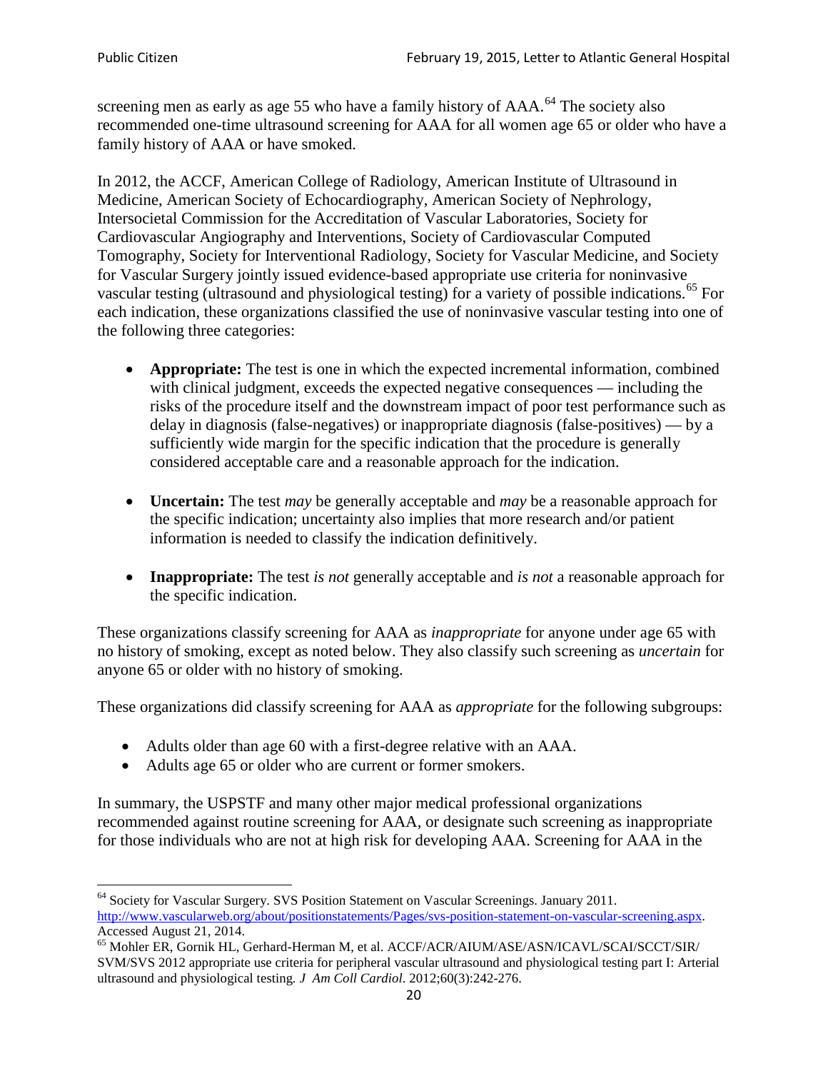screening men as early as age 55 who have a family history of AAA.[64] The society also recommended one-time ultrasound screening for AAA for all women age 65 or older who have a family history of AAA or have smoked.

In 2012, the ACCF, American College of Radiology, American Institute of Ultrasound in Medicine, American Society of Echocardiography, American Society of Nephrology, Intersocietal Commission for the Accreditation of Vascular Laboratories, Society for Cardiovascular Angiography and Interventions, Society of Cardiovascular Computed Tomography, Society for Interventional Radiology, Society for Vascular Medicine, and Society for Vascular Surgery jointly issued evidence-based appropriate use criteria for noninvasive vascular testing (ultrasound and physiological testing) for a variety of possible indications.[65] For each indication, these organizations classified the use of noninvasive vascular testing into one of the following three categories:

- **Appropriate:** The test is one in which the expected incremental information, combined with clinical judgment, exceeds the expected negative consequences — including the risks of the procedure itself and the downstream impact of poor test performance such as delay in diagnosis (false-negatives) or inappropriate diagnosis (false-positives) — by a sufficiently wide margin for the specific indication that the procedure is generally considered acceptable care and a reasonable approach for the indication.

- **Uncertain:** The test *may* be generally acceptable and *may* be a reasonable approach for the specific indication; uncertainty also implies that more research and/or patient information is needed to classify the indication definitively.

- **Inappropriate:** The test *is not* generally acceptable and *is not* a reasonable approach for the specific indication.

These organizations classify screening for AAA as *inappropriate* for anyone under age 65 with no history of smoking, except as noted below. They also classify such screening as *uncertain* for anyone 65 or older with no history of smoking.

These organizations did classify screening for AAA as *appropriate* for the following subgroups:

- Adults older than age 60 with a first-degree relative with an AAA.
- Adults age 65 or older who are current or former smokers.

In summary, the USPSTF and many other major medical professional organizations recommended against routine screening for AAA, or designate such screening as inappropriate for those individuals who are not at high risk for developing AAA. Screening for AAA in the

---

[64] Society for Vascular Surgery. SVS Position Statement on Vascular Screenings. January 2011. http://www.vascularweb.org/about/positionstatements/Pages/svs-position-statement-on-vascular-screening.aspx. Accessed August 21, 2014.

[65] Mohler ER, Gornik HL, Gerhard-Herman M, et al. ACCF/ACR/AIUM/ASE/ASN/ICAVL/SCAI/SCCT/SIR/SVM/SVS 2012 appropriate use criteria for peripheral vascular ultrasound and physiological testing part I: Arterial ultrasound and physiological testing. *J Am Coll Cardiol*. 2012;60(3):242-276.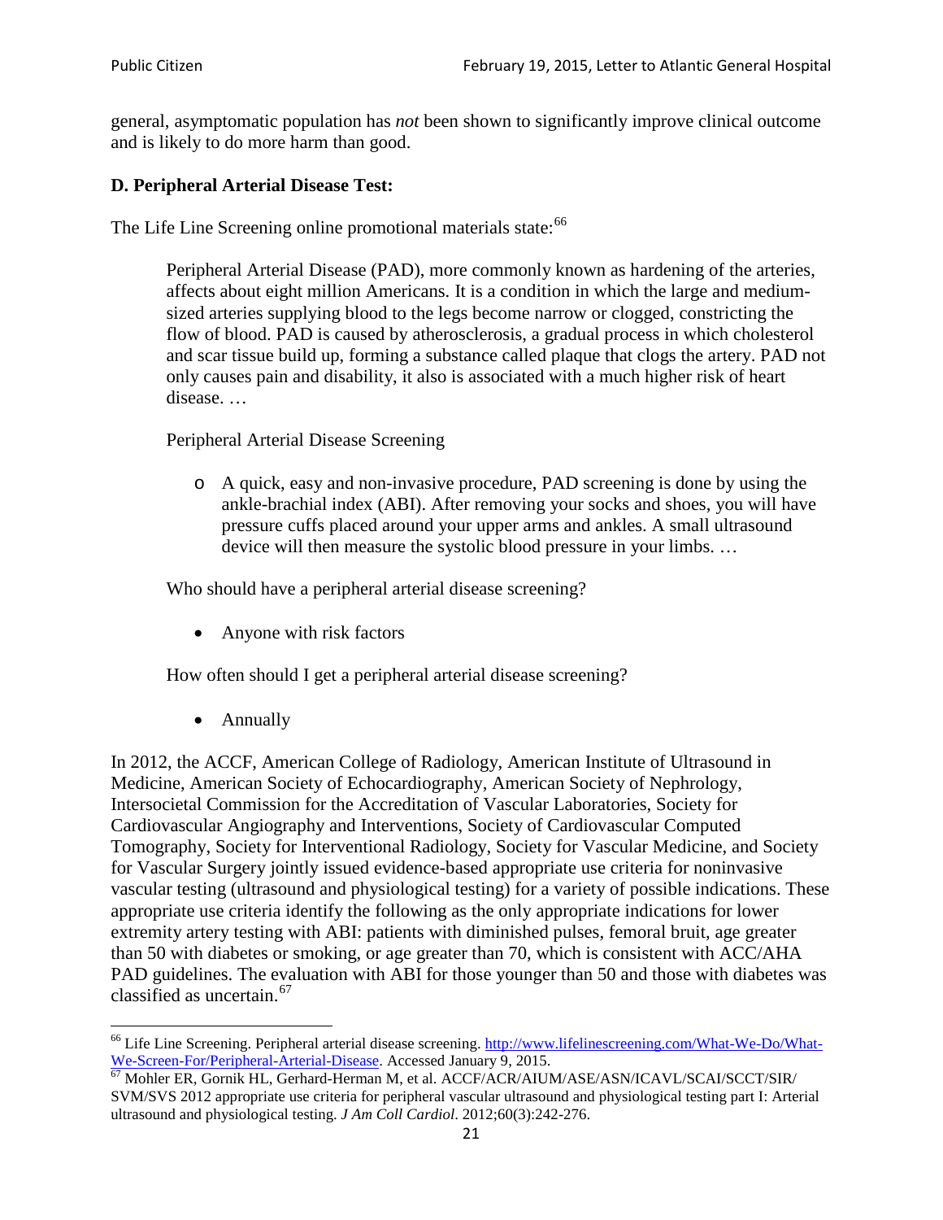general, asymptomatic population has *not* been shown to significantly improve clinical outcome and is likely to do more harm than good.

### D. Peripheral Arterial Disease Test:

The Life Line Screening online promotional materials state:[66]

> Peripheral Arterial Disease (PAD), more commonly known as hardening of the arteries, affects about eight million Americans. It is a condition in which the large and medium-sized arteries supplying blood to the legs become narrow or clogged, constricting the flow of blood. PAD is caused by atherosclerosis, a gradual process in which cholesterol and scar tissue build up, forming a substance called plaque that clogs the artery. PAD not only causes pain and disability, it also is associated with a much higher risk of heart disease. …
>
> Peripheral Arterial Disease Screening
>
> - A quick, easy and non-invasive procedure, PAD screening is done by using the ankle-brachial index (ABI). After removing your socks and shoes, you will have pressure cuffs placed around your upper arms and ankles. A small ultrasound device will then measure the systolic blood pressure in your limbs. …
>
> Who should have a peripheral arterial disease screening?
>
> - Anyone with risk factors
>
> How often should I get a peripheral arterial disease screening?
>
> - Annually

In 2012, the ACCF, American College of Radiology, American Institute of Ultrasound in Medicine, American Society of Echocardiography, American Society of Nephrology, Intersocietal Commission for the Accreditation of Vascular Laboratories, Society for Cardiovascular Angiography and Interventions, Society of Cardiovascular Computed Tomography, Society for Interventional Radiology, Society for Vascular Medicine, and Society for Vascular Surgery jointly issued evidence-based appropriate use criteria for noninvasive vascular testing (ultrasound and physiological testing) for a variety of possible indications. These appropriate use criteria identify the following as the only appropriate indications for lower extremity artery testing with ABI: patients with diminished pulses, femoral bruit, age greater than 50 with diabetes or smoking, or age greater than 70, which is consistent with ACC/AHA PAD guidelines. The evaluation with ABI for those younger than 50 and those with diabetes was classified as uncertain.[67]

---

[66] Life Line Screening. Peripheral arterial disease screening. http://www.lifelinescreening.com/What-We-Do/What-We-Screen-For/Peripheral-Arterial-Disease. Accessed January 9, 2015.

[67] Mohler ER, Gornik HL, Gerhard-Herman M, et al. ACCF/ACR/AIUM/ASE/ASN/ICAVL/SCAI/SCCT/SIR/SVM/SVS 2012 appropriate use criteria for peripheral vascular ultrasound and physiological testing part I: Arterial ultrasound and physiological testing. *J Am Coll Cardiol*. 2012;60(3):242-276.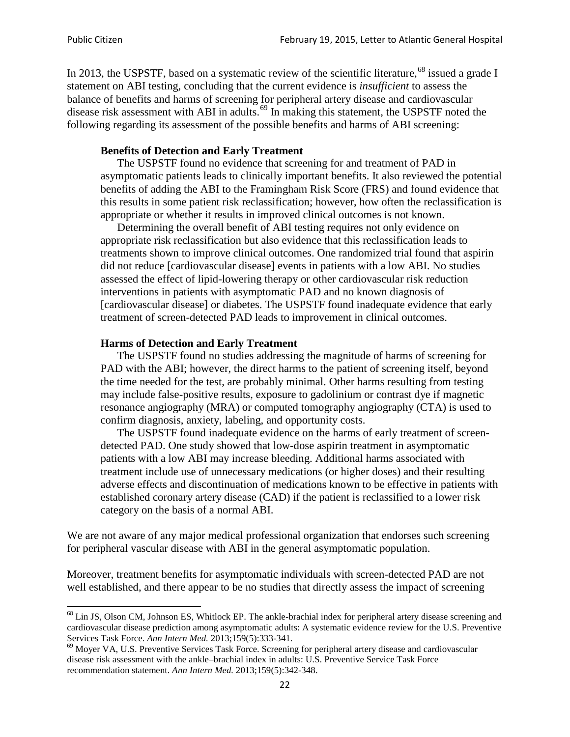In 2013, the USPSTF, based on a systematic review of the scientific literature,[68] issued a grade I statement on ABI testing, concluding that the current evidence is *insufficient* to assess the balance of benefits and harms of screening for peripheral artery disease and cardiovascular disease risk assessment with ABI in adults.[69] In making this statement, the USPSTF noted the following regarding its assessment of the possible benefits and harms of ABI screening:

> **Benefits of Detection and Early Treatment**
>
> The USPSTF found no evidence that screening for and treatment of PAD in asymptomatic patients leads to clinically important benefits. It also reviewed the potential benefits of adding the ABI to the Framingham Risk Score (FRS) and found evidence that this results in some patient risk reclassification; however, how often the reclassification is appropriate or whether it results in improved clinical outcomes is not known.
>
> Determining the overall benefit of ABI testing requires not only evidence on appropriate risk reclassification but also evidence that this reclassification leads to treatments shown to improve clinical outcomes. One randomized trial found that aspirin did not reduce [cardiovascular disease] events in patients with a low ABI. No studies assessed the effect of lipid-lowering therapy or other cardiovascular risk reduction interventions in patients with asymptomatic PAD and no known diagnosis of [cardiovascular disease] or diabetes. The USPSTF found inadequate evidence that early treatment of screen-detected PAD leads to improvement in clinical outcomes.
>
> **Harms of Detection and Early Treatment**
>
> The USPSTF found no studies addressing the magnitude of harms of screening for PAD with the ABI; however, the direct harms to the patient of screening itself, beyond the time needed for the test, are probably minimal. Other harms resulting from testing may include false-positive results, exposure to gadolinium or contrast dye if magnetic resonance angiography (MRA) or computed tomography angiography (CTA) is used to confirm diagnosis, anxiety, labeling, and opportunity costs.
>
> The USPSTF found inadequate evidence on the harms of early treatment of screen-detected PAD. One study showed that low-dose aspirin treatment in asymptomatic patients with a low ABI may increase bleeding. Additional harms associated with treatment include use of unnecessary medications (or higher doses) and their resulting adverse effects and discontinuation of medications known to be effective in patients with established coronary artery disease (CAD) if the patient is reclassified to a lower risk category on the basis of a normal ABI.

We are not aware of any major medical professional organization that endorses such screening for peripheral vascular disease with ABI in the general asymptomatic population.

Moreover, treatment benefits for asymptomatic individuals with screen-detected PAD are not well established, and there appear to be no studies that directly assess the impact of screening

---

[68] Lin JS, Olson CM, Johnson ES, Whitlock EP. The ankle-brachial index for peripheral artery disease screening and cardiovascular disease prediction among asymptomatic adults: A systematic evidence review for the U.S. Preventive Services Task Force. *Ann Intern Med.* 2013;159(5):333-341.

[69] Moyer VA, U.S. Preventive Services Task Force. Screening for peripheral artery disease and cardiovascular disease risk assessment with the ankle–brachial index in adults: U.S. Preventive Service Task Force recommendation statement. *Ann Intern Med.* 2013;159(5):342-348.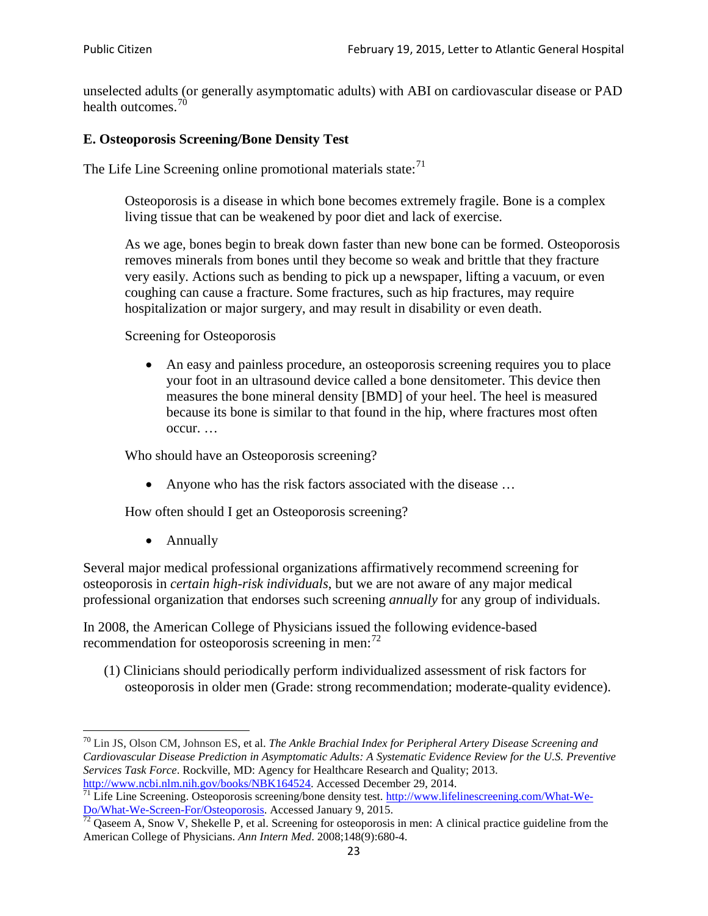unselected adults (or generally asymptomatic adults) with ABI on cardiovascular disease or PAD health outcomes.[70]

### E. Osteoporosis Screening/Bone Density Test

The Life Line Screening online promotional materials state:[71]

> Osteoporosis is a disease in which bone becomes extremely fragile. Bone is a complex living tissue that can be weakened by poor diet and lack of exercise.
>
> As we age, bones begin to break down faster than new bone can be formed. Osteoporosis removes minerals from bones until they become so weak and brittle that they fracture very easily. Actions such as bending to pick up a newspaper, lifting a vacuum, or even coughing can cause a fracture. Some fractures, such as hip fractures, may require hospitalization or major surgery, and may result in disability or even death.
>
> Screening for Osteoporosis
>
> - An easy and painless procedure, an osteoporosis screening requires you to place your foot in an ultrasound device called a bone densitometer. This device then measures the bone mineral density [BMD] of your heel. The heel is measured because its bone is similar to that found in the hip, where fractures most often occur. …
>
> Who should have an Osteoporosis screening?
>
> - Anyone who has the risk factors associated with the disease …
>
> How often should I get an Osteoporosis screening?
>
> - Annually

Several major medical professional organizations affirmatively recommend screening for osteoporosis in *certain high-risk individuals*, but we are not aware of any major medical professional organization that endorses such screening *annually* for any group of individuals.

In 2008, the American College of Physicians issued the following evidence-based recommendation for osteoporosis screening in men:[72]

> (1) Clinicians should periodically perform individualized assessment of risk factors for osteoporosis in older men (Grade: strong recommendation; moderate-quality evidence).

---

[70] Lin JS, Olson CM, Johnson ES, et al. *The Ankle Brachial Index for Peripheral Artery Disease Screening and Cardiovascular Disease Prediction in Asymptomatic Adults: A Systematic Evidence Review for the U.S. Preventive Services Task Force*. Rockville, MD: Agency for Healthcare Research and Quality; 2013. http://www.ncbi.nlm.nih.gov/books/NBK164524. Accessed December 29, 2014.

[71] Life Line Screening. Osteoporosis screening/bone density test. http://www.lifelinescreening.com/What-We-Do/What-We-Screen-For/Osteoporosis. Accessed January 9, 2015.

[72] Qaseem A, Snow V, Shekelle P, et al. Screening for osteoporosis in men: A clinical practice guideline from the American College of Physicians. *Ann Intern Med*. 2008;148(9):680-4.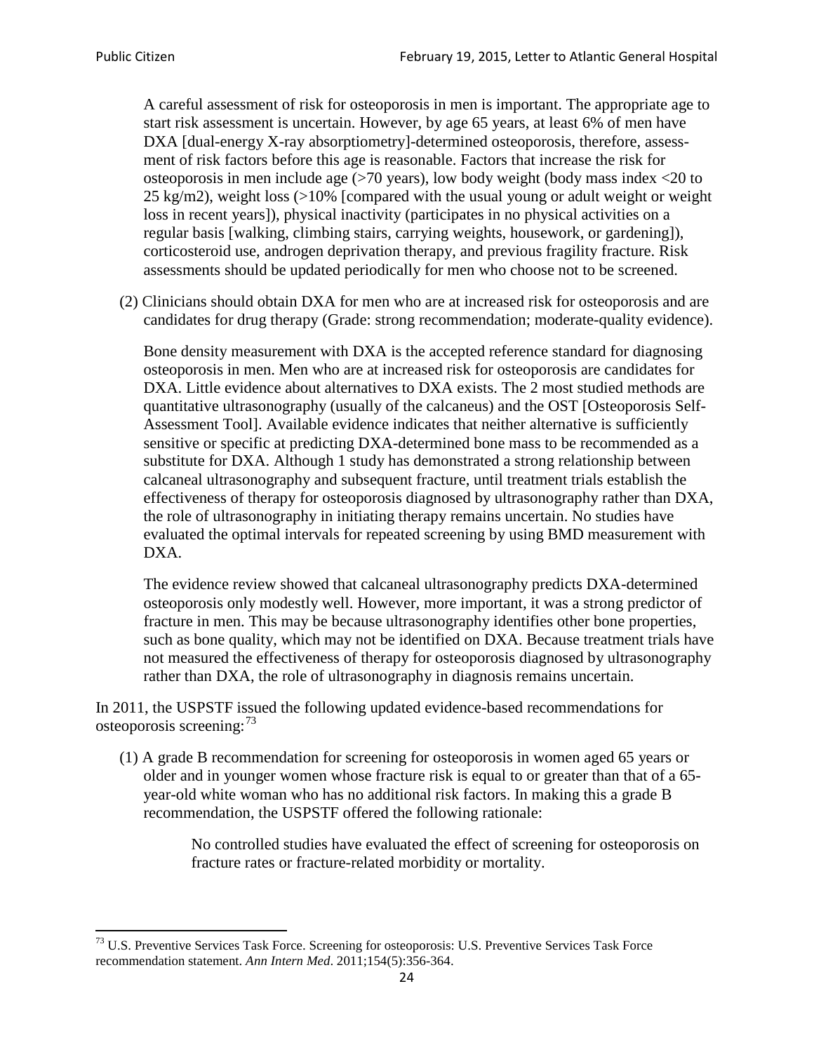A careful assessment of risk for osteoporosis in men is important. The appropriate age to start risk assessment is uncertain. However, by age 65 years, at least 6% of men have DXA [dual-energy X-ray absorptiometry]-determined osteoporosis, therefore, assessment of risk factors before this age is reasonable. Factors that increase the risk for osteoporosis in men include age (>70 years), low body weight (body mass index <20 to 25 kg/m2), weight loss (>10% [compared with the usual young or adult weight or weight loss in recent years]), physical inactivity (participates in no physical activities on a regular basis [walking, climbing stairs, carrying weights, housework, or gardening]), corticosteroid use, androgen deprivation therapy, and previous fragility fracture. Risk assessments should be updated periodically for men who choose not to be screened.

(2) Clinicians should obtain DXA for men who are at increased risk for osteoporosis and are candidates for drug therapy (Grade: strong recommendation; moderate-quality evidence).

Bone density measurement with DXA is the accepted reference standard for diagnosing osteoporosis in men. Men who are at increased risk for osteoporosis are candidates for DXA. Little evidence about alternatives to DXA exists. The 2 most studied methods are quantitative ultrasonography (usually of the calcaneus) and the OST [Osteoporosis Self-Assessment Tool]. Available evidence indicates that neither alternative is sufficiently sensitive or specific at predicting DXA-determined bone mass to be recommended as a substitute for DXA. Although 1 study has demonstrated a strong relationship between calcaneal ultrasonography and subsequent fracture, until treatment trials establish the effectiveness of therapy for osteoporosis diagnosed by ultrasonography rather than DXA, the role of ultrasonography in initiating therapy remains uncertain. No studies have evaluated the optimal intervals for repeated screening by using BMD measurement with DXA.

The evidence review showed that calcaneal ultrasonography predicts DXA-determined osteoporosis only modestly well. However, more important, it was a strong predictor of fracture in men. This may be because ultrasonography identifies other bone properties, such as bone quality, which may not be identified on DXA. Because treatment trials have not measured the effectiveness of therapy for osteoporosis diagnosed by ultrasonography rather than DXA, the role of ultrasonography in diagnosis remains uncertain.

In 2011, the USPSTF issued the following updated evidence-based recommendations for osteoporosis screening:[73]

(1) A grade B recommendation for screening for osteoporosis in women aged 65 years or older and in younger women whose fracture risk is equal to or greater than that of a 65-year-old white woman who has no additional risk factors. In making this a grade B recommendation, the USPSTF offered the following rationale:

> No controlled studies have evaluated the effect of screening for osteoporosis on fracture rates or fracture-related morbidity or mortality.

---

[73] U.S. Preventive Services Task Force. Screening for osteoporosis: U.S. Preventive Services Task Force recommendation statement. *Ann Intern Med*. 2011;154(5):356-364.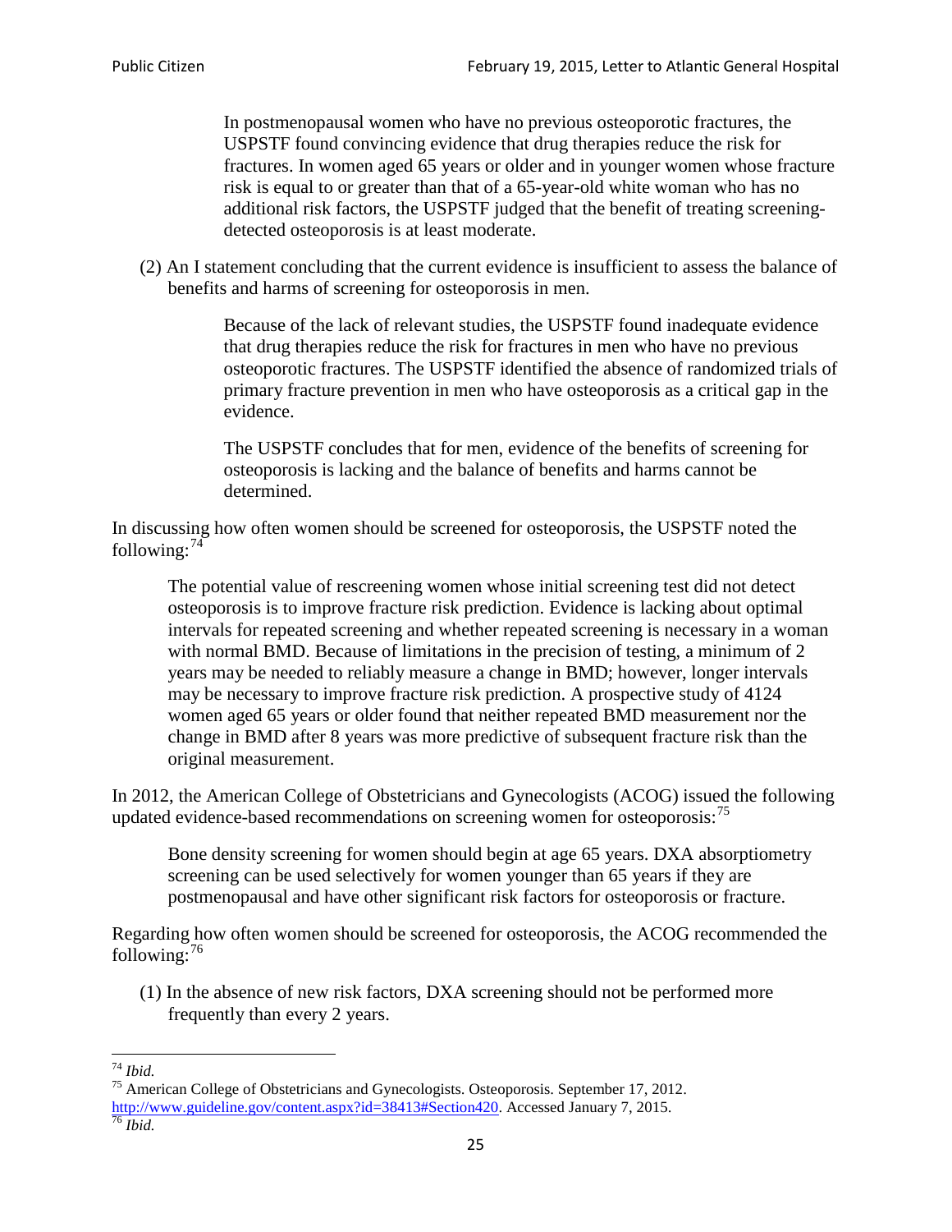> In postmenopausal women who have no previous osteoporotic fractures, the USPSTF found convincing evidence that drug therapies reduce the risk for fractures. In women aged 65 years or older and in younger women whose fracture risk is equal to or greater than that of a 65-year-old white woman who has no additional risk factors, the USPSTF judged that the benefit of treating screening-detected osteoporosis is at least moderate.

(2) An I statement concluding that the current evidence is insufficient to assess the balance of benefits and harms of screening for osteoporosis in men.

> Because of the lack of relevant studies, the USPSTF found inadequate evidence that drug therapies reduce the risk for fractures in men who have no previous osteoporotic fractures. The USPSTF identified the absence of randomized trials of primary fracture prevention in men who have osteoporosis as a critical gap in the evidence.
>
> The USPSTF concludes that for men, evidence of the benefits of screening for osteoporosis is lacking and the balance of benefits and harms cannot be determined.

In discussing how often women should be screened for osteoporosis, the USPSTF noted the following:[74]

> The potential value of rescreening women whose initial screening test did not detect osteoporosis is to improve fracture risk prediction. Evidence is lacking about optimal intervals for repeated screening and whether repeated screening is necessary in a woman with normal BMD. Because of limitations in the precision of testing, a minimum of 2 years may be needed to reliably measure a change in BMD; however, longer intervals may be necessary to improve fracture risk prediction. A prospective study of 4124 women aged 65 years or older found that neither repeated BMD measurement nor the change in BMD after 8 years was more predictive of subsequent fracture risk than the original measurement.

In 2012, the American College of Obstetricians and Gynecologists (ACOG) issued the following updated evidence-based recommendations on screening women for osteoporosis:[75]

> Bone density screening for women should begin at age 65 years. DXA absorptiometry screening can be used selectively for women younger than 65 years if they are postmenopausal and have other significant risk factors for osteoporosis or fracture.

Regarding how often women should be screened for osteoporosis, the ACOG recommended the following:[76]

(1) In the absence of new risk factors, DXA screening should not be performed more frequently than every 2 years.

---

[74] *Ibid.*

[75] American College of Obstetricians and Gynecologists. Osteoporosis. September 17, 2012. http://www.guideline.gov/content.aspx?id=38413#Section420. Accessed January 7, 2015.

[76] *Ibid.*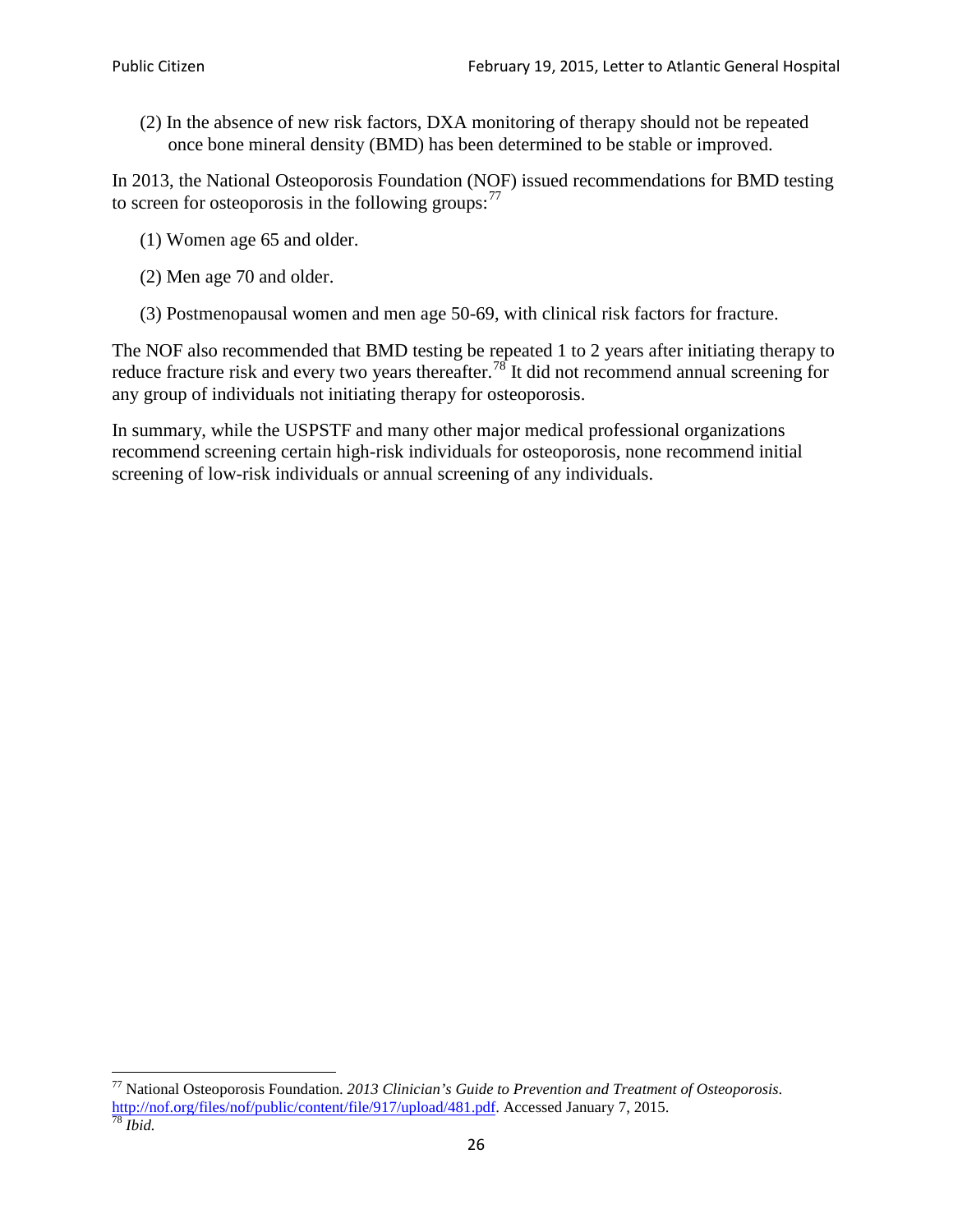(2) In the absence of new risk factors, DXA monitoring of therapy should not be repeated once bone mineral density (BMD) has been determined to be stable or improved.

In 2013, the National Osteoporosis Foundation (NOF) issued recommendations for BMD testing to screen for osteoporosis in the following groups:[77]

(1) Women age 65 and older.

(2) Men age 70 and older.

(3) Postmenopausal women and men age 50-69, with clinical risk factors for fracture.

The NOF also recommended that BMD testing be repeated 1 to 2 years after initiating therapy to reduce fracture risk and every two years thereafter.[78] It did not recommend annual screening for any group of individuals not initiating therapy for osteoporosis.

In summary, while the USPSTF and many other major medical professional organizations recommend screening certain high-risk individuals for osteoporosis, none recommend initial screening of low-risk individuals or annual screening of any individuals.

---

[77] National Osteoporosis Foundation. *2013 Clinician's Guide to Prevention and Treatment of Osteoporosis*. http://nof.org/files/nof/public/content/file/917/upload/481.pdf. Accessed January 7, 2015.

[78] *Ibid.*